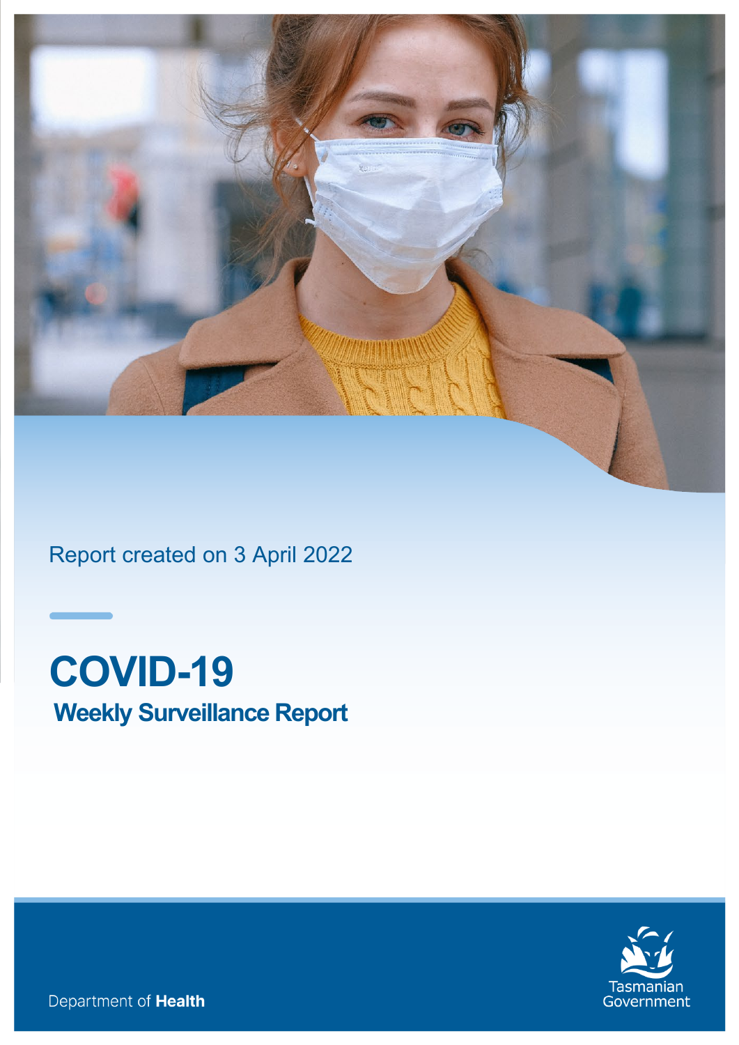Report created on 3 April 2022

# COVID-19

## Weekly Surveillance Report

Department of **Health**

Tasmanian Government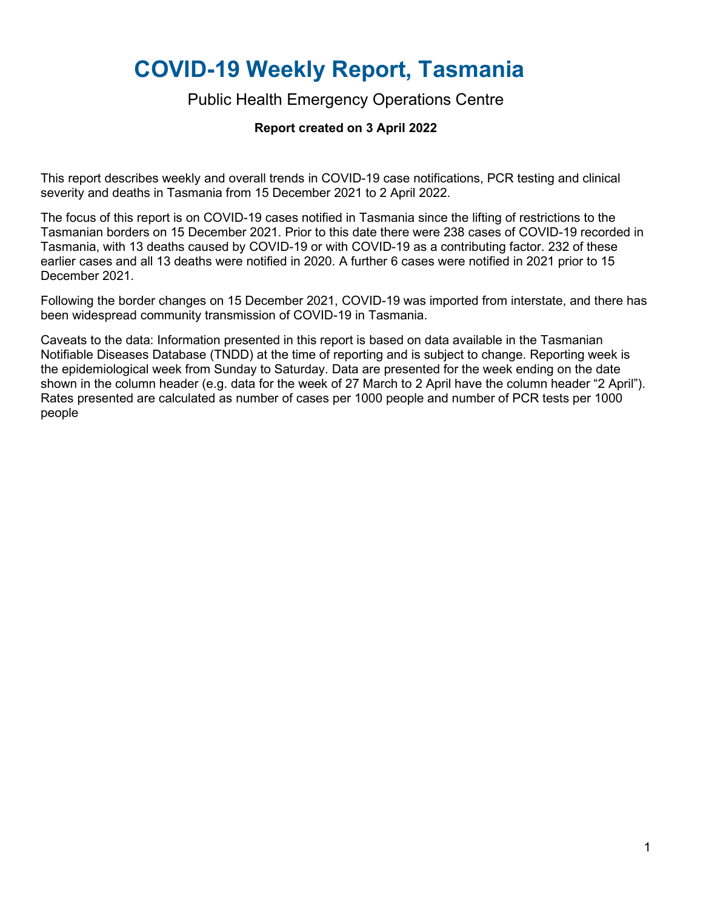# COVID-19 Weekly Report, Tasmania

## Public Health Emergency Operations Centre

**Report created on 3 April 2022**

This report describes weekly and overall trends in COVID-19 case notifications, PCR testing and clinical severity and deaths in Tasmania from 15 December 2021 to 2 April 2022.

The focus of this report is on COVID-19 cases notified in Tasmania since the lifting of restrictions to the Tasmanian borders on 15 December 2021. Prior to this date there were 238 cases of COVID-19 recorded in Tasmania, with 13 deaths caused by COVID-19 or with COVID-19 as a contributing factor. 232 of these earlier cases and all 13 deaths were notified in 2020. A further 6 cases were notified in 2021 prior to 15 December 2021.

Following the border changes on 15 December 2021, COVID-19 was imported from interstate, and there has been widespread community transmission of COVID-19 in Tasmania.

Caveats to the data: Information presented in this report is based on data available in the Tasmanian Notifiable Diseases Database (TNDD) at the time of reporting and is subject to change. Reporting week is the epidemiological week from Sunday to Saturday. Data are presented for the week ending on the date shown in the column header (e.g. data for the week of 27 March to 2 April have the column header "2 April"). Rates presented are calculated as number of cases per 1000 people and number of PCR tests per 1000 people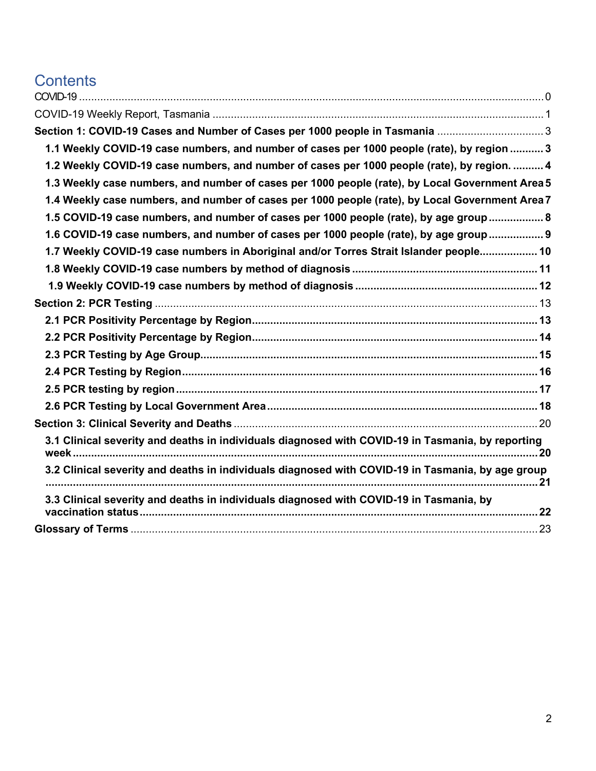# Contents

COVID-19 ........ 0

COVID-19 Weekly Report, Tasmania ........ 1

**Section 1: COVID-19 Cases and Number of Cases per 1000 people in Tasmania** ........ 3

- **1.1 Weekly COVID-19 case numbers, and number of cases per 1000 people (rate), by region** ........ 3
- **1.2 Weekly COVID-19 case numbers, and number of cases per 1000 people (rate), by region.** ........ 4
- **1.3 Weekly case numbers, and number of cases per 1000 people (rate), by Local Government Area** 5
- **1.4 Weekly case numbers, and number of cases per 1000 people (rate), by Local Government Area** 7
- **1.5 COVID-19 case numbers, and number of cases per 1000 people (rate), by age group** ........ 8
- **1.6 COVID-19 case numbers, and number of cases per 1000 people (rate), by age group** ........ 9
- **1.7 Weekly COVID-19 case numbers in Aboriginal and/or Torres Strait Islander people** ........ 10
- **1.8 Weekly COVID-19 case numbers by method of diagnosis** ........ 11
- **1.9 Weekly COVID-19 case numbers by method of diagnosis** ........ 12

**Section 2: PCR Testing** ........ 13

- **2.1 PCR Positivity Percentage by Region** ........ 13
- **2.2 PCR Positivity Percentage by Region** ........ 14
- **2.3 PCR Testing by Age Group** ........ 15
- **2.4 PCR Testing by Region** ........ 16
- **2.5 PCR testing by region** ........ 17
- **2.6 PCR Testing by Local Government Area** ........ 18

**Section 3: Clinical Severity and Deaths** ........ 20

- **3.1 Clinical severity and deaths in individuals diagnosed with COVID-19 in Tasmania, by reporting week** ........ 20
- **3.2 Clinical severity and deaths in individuals diagnosed with COVID-19 in Tasmania, by age group** ........ 21
- **3.3 Clinical severity and deaths in individuals diagnosed with COVID-19 in Tasmania, by vaccination status** ........ 22

**Glossary of Terms** ........ 23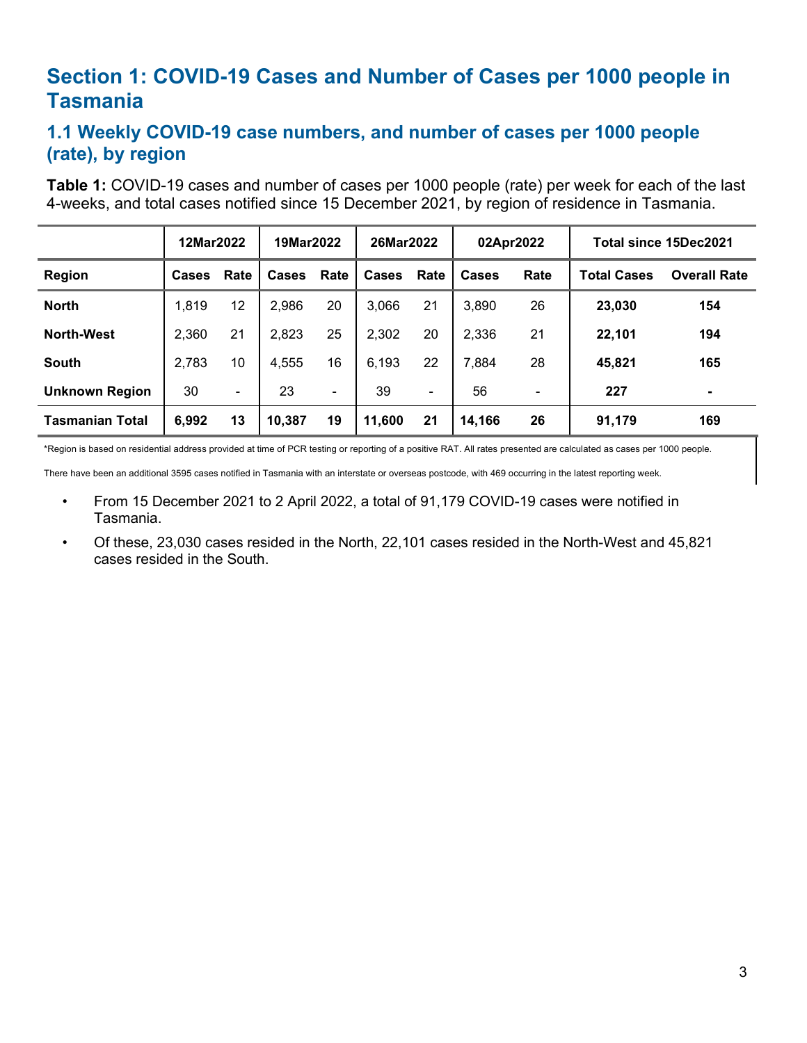# Section 1: COVID-19 Cases and Number of Cases per 1000 people in Tasmania

## 1.1 Weekly COVID-19 case numbers, and number of cases per 1000 people (rate), by region

**Table 1:** COVID-19 cases and number of cases per 1000 people (rate) per week for each of the last 4-weeks, and total cases notified since 15 December 2021, by region of residence in Tasmania.

| | 12Mar2022 | | 19Mar2022 | | 26Mar2022 | | 02Apr2022 | | Total since 15Dec2021 | |
|---|---|---|---|---|---|---|---|---|---|---|
| **Region** | **Cases** | **Rate** | **Cases** | **Rate** | **Cases** | **Rate** | **Cases** | **Rate** | **Total Cases** | **Overall Rate** |
| **North** | 1,819 | 12 | 2,986 | 20 | 3,066 | 21 | 3,890 | 26 | **23,030** | **154** |
| **North-West** | 2,360 | 21 | 2,823 | 25 | 2,302 | 20 | 2,336 | 21 | **22,101** | **194** |
| **South** | 2,783 | 10 | 4,555 | 16 | 6,193 | 22 | 7,884 | 28 | **45,821** | **165** |
| **Unknown Region** | 30 | - | 23 | - | 39 | - | 56 | - | **227** | **-** |
| **Tasmanian Total** | **6,992** | **13** | **10,387** | **19** | **11,600** | **21** | **14,166** | **26** | **91,179** | **169** |

*Region is based on residential address provided at time of PCR testing or reporting of a positive RAT. All rates presented are calculated as cases per 1000 people.

There have been an additional 3595 cases notified in Tasmania with an interstate or overseas postcode, with 469 occurring in the latest reporting week.

- From 15 December 2021 to 2 April 2022, a total of 91,179 COVID-19 cases were notified in Tasmania.
- Of these, 23,030 cases resided in the North, 22,101 cases resided in the North-West and 45,821 cases resided in the South.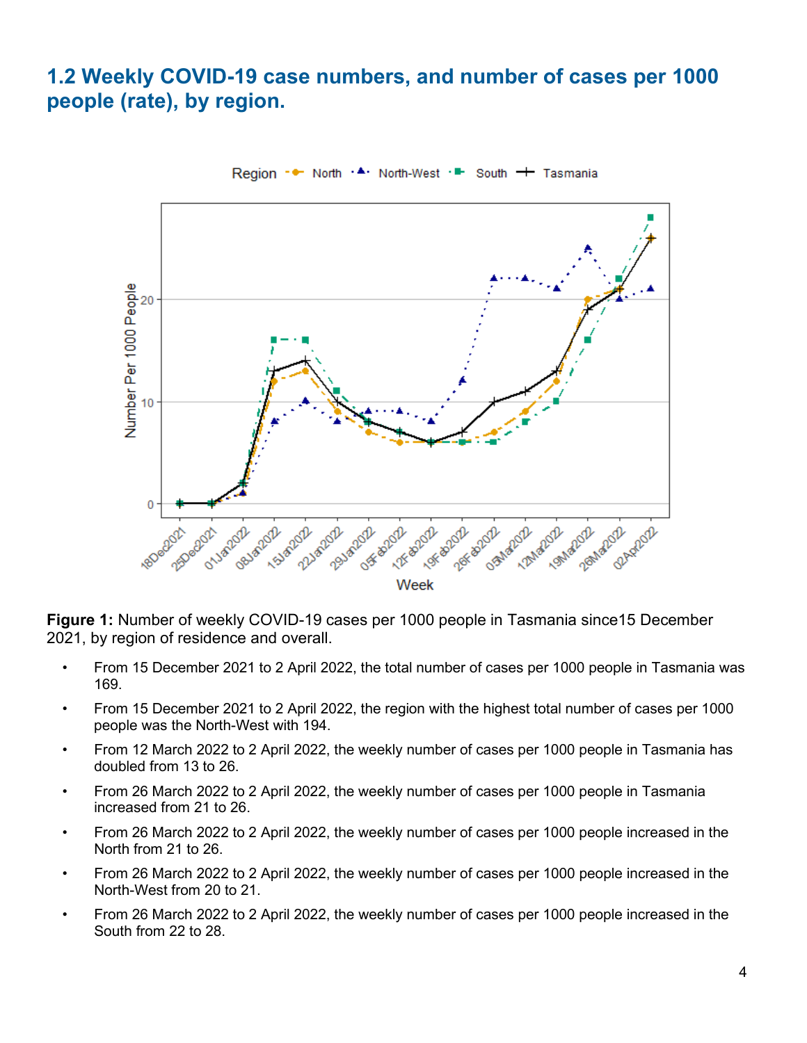## 1.2 Weekly COVID-19 case numbers, and number of cases per 1000 people (rate), by region.

**Figure 1:** Number of weekly COVID-19 cases per 1000 people in Tasmania since15 December 2021, by region of residence and overall.

- From 15 December 2021 to 2 April 2022, the total number of cases per 1000 people in Tasmania was 169.
- From 15 December 2021 to 2 April 2022, the region with the highest total number of cases per 1000 people was the North-West with 194.
- From 12 March 2022 to 2 April 2022, the weekly number of cases per 1000 people in Tasmania has doubled from 13 to 26.
- From 26 March 2022 to 2 April 2022, the weekly number of cases per 1000 people in Tasmania increased from 21 to 26.
- From 26 March 2022 to 2 April 2022, the weekly number of cases per 1000 people increased in the North from 21 to 26.
- From 26 March 2022 to 2 April 2022, the weekly number of cases per 1000 people increased in the North-West from 20 to 21.
- From 26 March 2022 to 2 April 2022, the weekly number of cases per 1000 people increased in the South from 22 to 28.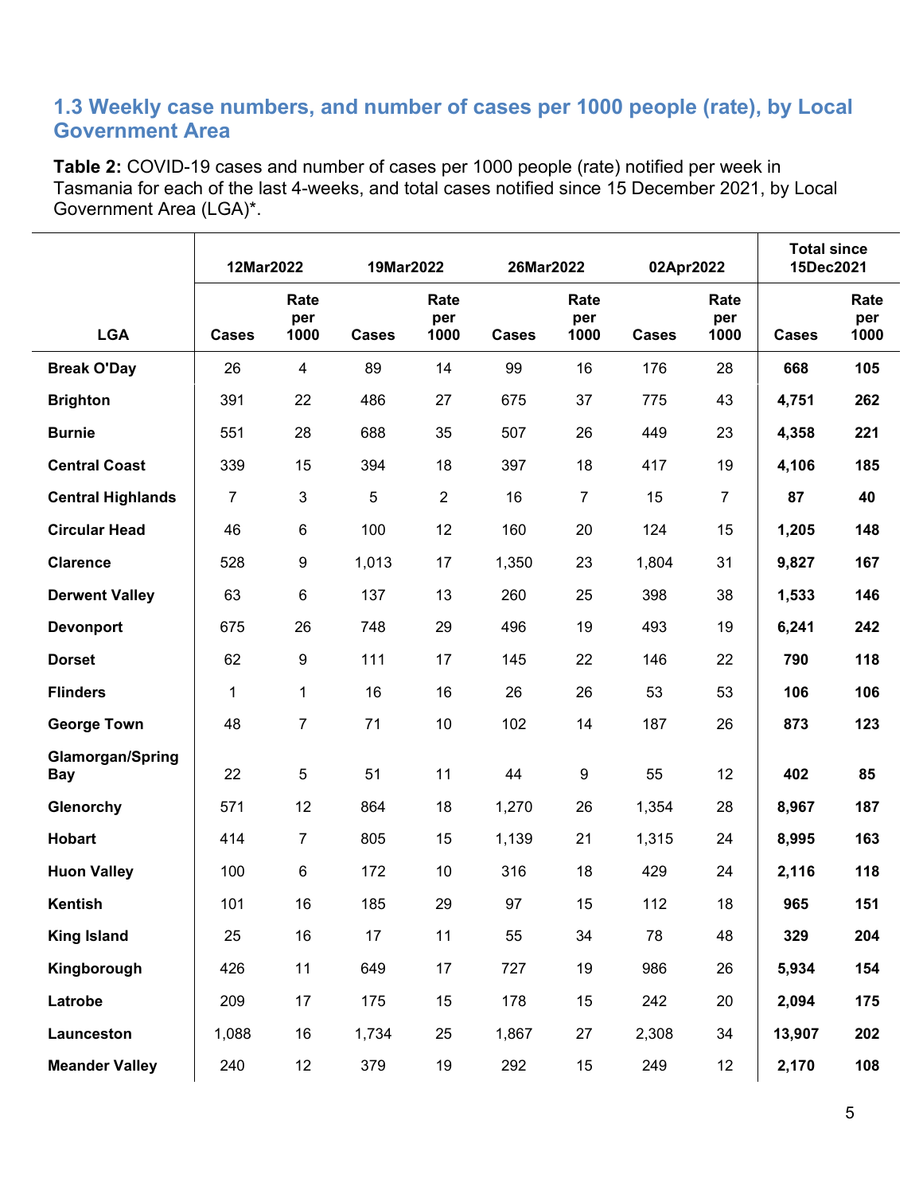### 1.3 Weekly case numbers, and number of cases per 1000 people (rate), by Local Government Area

**Table 2:** COVID-19 cases and number of cases per 1000 people (rate) notified per week in Tasmania for each of the last 4-weeks, and total cases notified since 15 December 2021, by Local Government Area (LGA)*.

| | 12Mar2022 | | 19Mar2022 | | 26Mar2022 | | 02Apr2022 | | Total since 15Dec2021 | |
|---|---|---|---|---|---|---|---|---|---|---|
| **LGA** | **Cases** | **Rate per 1000** | **Cases** | **Rate per 1000** | **Cases** | **Rate per 1000** | **Cases** | **Rate per 1000** | **Cases** | **Rate per 1000** |
| **Break O'Day** | 26 | 4 | 89 | 14 | 99 | 16 | 176 | 28 | **668** | **105** |
| **Brighton** | 391 | 22 | 486 | 27 | 675 | 37 | 775 | 43 | **4,751** | **262** |
| **Burnie** | 551 | 28 | 688 | 35 | 507 | 26 | 449 | 23 | **4,358** | **221** |
| **Central Coast** | 339 | 15 | 394 | 18 | 397 | 18 | 417 | 19 | **4,106** | **185** |
| **Central Highlands** | 7 | 3 | 5 | 2 | 16 | 7 | 15 | 7 | **87** | **40** |
| **Circular Head** | 46 | 6 | 100 | 12 | 160 | 20 | 124 | 15 | **1,205** | **148** |
| **Clarence** | 528 | 9 | 1,013 | 17 | 1,350 | 23 | 1,804 | 31 | **9,827** | **167** |
| **Derwent Valley** | 63 | 6 | 137 | 13 | 260 | 25 | 398 | 38 | **1,533** | **146** |
| **Devonport** | 675 | 26 | 748 | 29 | 496 | 19 | 493 | 19 | **6,241** | **242** |
| **Dorset** | 62 | 9 | 111 | 17 | 145 | 22 | 146 | 22 | **790** | **118** |
| **Flinders** | 1 | 1 | 16 | 16 | 26 | 26 | 53 | 53 | **106** | **106** |
| **George Town** | 48 | 7 | 71 | 10 | 102 | 14 | 187 | 26 | **873** | **123** |
| **Glamorgan/Spring Bay** | 22 | 5 | 51 | 11 | 44 | 9 | 55 | 12 | **402** | **85** |
| **Glenorchy** | 571 | 12 | 864 | 18 | 1,270 | 26 | 1,354 | 28 | **8,967** | **187** |
| **Hobart** | 414 | 7 | 805 | 15 | 1,139 | 21 | 1,315 | 24 | **8,995** | **163** |
| **Huon Valley** | 100 | 6 | 172 | 10 | 316 | 18 | 429 | 24 | **2,116** | **118** |
| **Kentish** | 101 | 16 | 185 | 29 | 97 | 15 | 112 | 18 | **965** | **151** |
| **King Island** | 25 | 16 | 17 | 11 | 55 | 34 | 78 | 48 | **329** | **204** |
| **Kingborough** | 426 | 11 | 649 | 17 | 727 | 19 | 986 | 26 | **5,934** | **154** |
| **Latrobe** | 209 | 17 | 175 | 15 | 178 | 15 | 242 | 20 | **2,094** | **175** |
| **Launceston** | 1,088 | 16 | 1,734 | 25 | 1,867 | 27 | 2,308 | 34 | **13,907** | **202** |
| **Meander Valley** | 240 | 12 | 379 | 19 | 292 | 15 | 249 | 12 | **2,170** | **108** |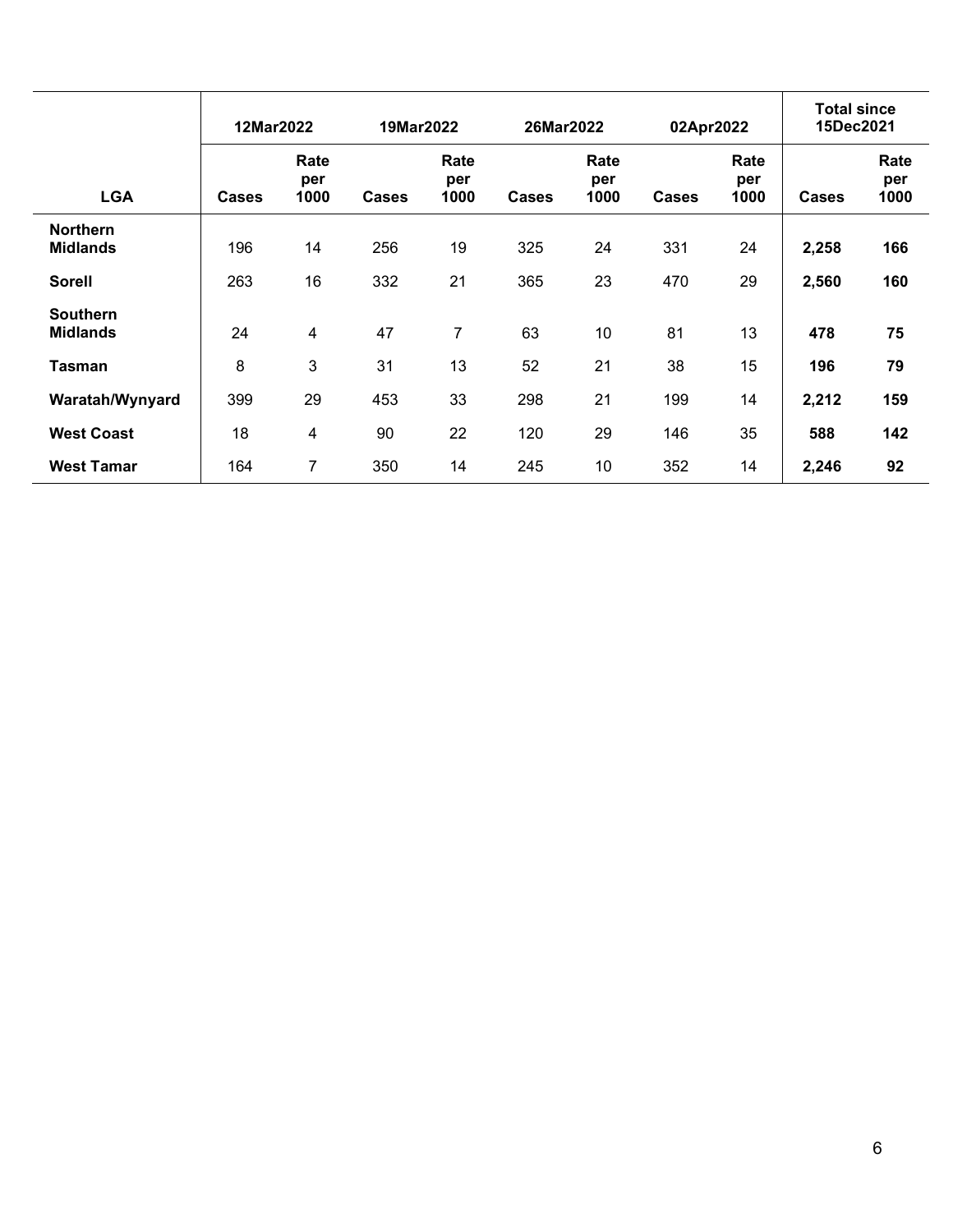| | 12Mar2022 | | 19Mar2022 | | 26Mar2022 | | 02Apr2022 | | Total since 15Dec2021 | |
|---|---|---|---|---|---|---|---|---|---|---|
| **LGA** | **Cases** | **Rate per 1000** | **Cases** | **Rate per 1000** | **Cases** | **Rate per 1000** | **Cases** | **Rate per 1000** | **Cases** | **Rate per 1000** |
| **Northern Midlands** | 196 | 14 | 256 | 19 | 325 | 24 | 331 | 24 | **2,258** | **166** |
| **Sorell** | 263 | 16 | 332 | 21 | 365 | 23 | 470 | 29 | **2,560** | **160** |
| **Southern Midlands** | 24 | 4 | 47 | 7 | 63 | 10 | 81 | 13 | **478** | **75** |
| **Tasman** | 8 | 3 | 31 | 13 | 52 | 21 | 38 | 15 | **196** | **79** |
| **Waratah/Wynyard** | 399 | 29 | 453 | 33 | 298 | 21 | 199 | 14 | **2,212** | **159** |
| **West Coast** | 18 | 4 | 90 | 22 | 120 | 29 | 146 | 35 | **588** | **142** |
| **West Tamar** | 164 | 7 | 350 | 14 | 245 | 10 | 352 | 14 | **2,246** | **92** |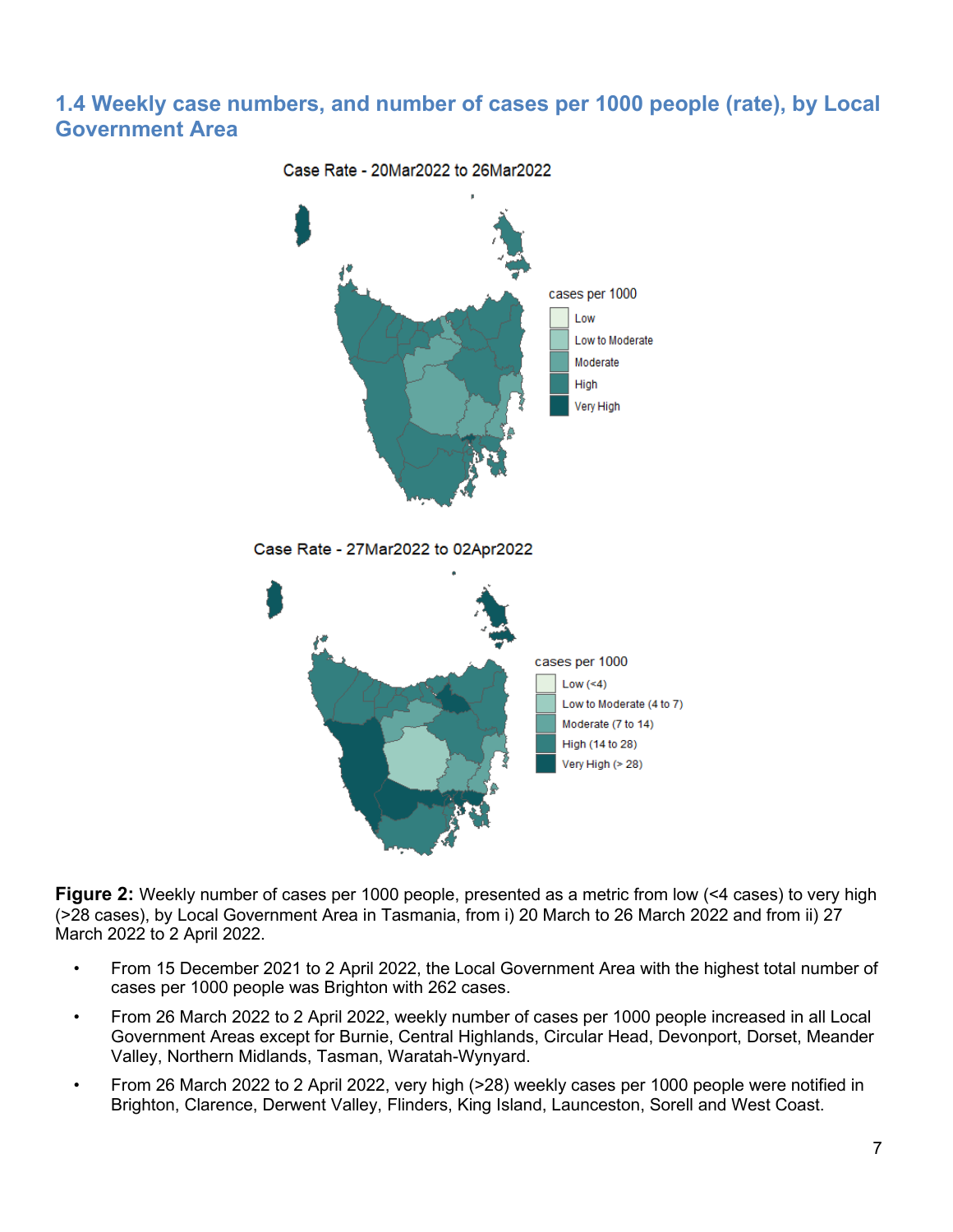## 1.4 Weekly case numbers, and number of cases per 1000 people (rate), by Local Government Area

**Figure 2:** Weekly number of cases per 1000 people, presented as a metric from low (<4 cases) to very high (>28 cases), by Local Government Area in Tasmania, from i) 20 March to 26 March 2022 and from ii) 27 March 2022 to 2 April 2022.

- From 15 December 2021 to 2 April 2022, the Local Government Area with the highest total number of cases per 1000 people was Brighton with 262 cases.
- From 26 March 2022 to 2 April 2022, weekly number of cases per 1000 people increased in all Local Government Areas except for Burnie, Central Highlands, Circular Head, Devonport, Dorset, Meander Valley, Northern Midlands, Tasman, Waratah-Wynyard.
- From 26 March 2022 to 2 April 2022, very high (>28) weekly cases per 1000 people were notified in Brighton, Clarence, Derwent Valley, Flinders, King Island, Launceston, Sorell and West Coast.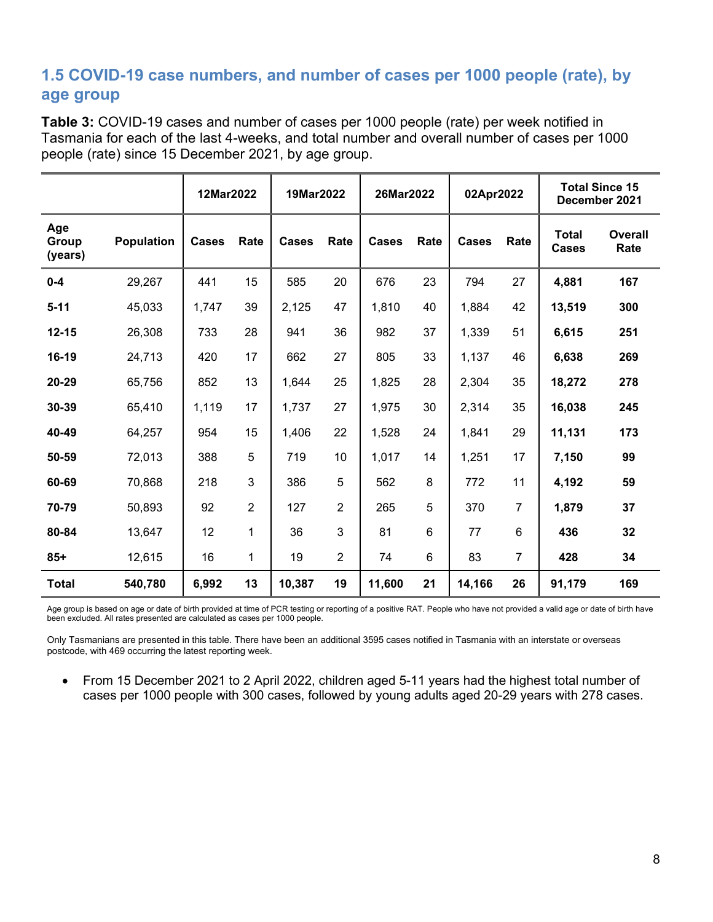## 1.5 COVID-19 case numbers, and number of cases per 1000 people (rate), by age group

**Table 3:** COVID-19 cases and number of cases per 1000 people (rate) per week notified in Tasmania for each of the last 4-weeks, and total number and overall number of cases per 1000 people (rate) since 15 December 2021, by age group.

| | | 12Mar2022 | | 19Mar2022 | | 26Mar2022 | | 02Apr2022 | | Total Since 15 December 2021 | |
|---|---|---|---|---|---|---|---|---|---|---|---|
| **Age Group (years)** | **Population** | **Cases** | **Rate** | **Cases** | **Rate** | **Cases** | **Rate** | **Cases** | **Rate** | **Total Cases** | **Overall Rate** |
| **0-4** | 29,267 | 441 | 15 | 585 | 20 | 676 | 23 | 794 | 27 | **4,881** | **167** |
| **5-11** | 45,033 | 1,747 | 39 | 2,125 | 47 | 1,810 | 40 | 1,884 | 42 | **13,519** | **300** |
| **12-15** | 26,308 | 733 | 28 | 941 | 36 | 982 | 37 | 1,339 | 51 | **6,615** | **251** |
| **16-19** | 24,713 | 420 | 17 | 662 | 27 | 805 | 33 | 1,137 | 46 | **6,638** | **269** |
| **20-29** | 65,756 | 852 | 13 | 1,644 | 25 | 1,825 | 28 | 2,304 | 35 | **18,272** | **278** |
| **30-39** | 65,410 | 1,119 | 17 | 1,737 | 27 | 1,975 | 30 | 2,314 | 35 | **16,038** | **245** |
| **40-49** | 64,257 | 954 | 15 | 1,406 | 22 | 1,528 | 24 | 1,841 | 29 | **11,131** | **173** |
| **50-59** | 72,013 | 388 | 5 | 719 | 10 | 1,017 | 14 | 1,251 | 17 | **7,150** | **99** |
| **60-69** | 70,868 | 218 | 3 | 386 | 5 | 562 | 8 | 772 | 11 | **4,192** | **59** |
| **70-79** | 50,893 | 92 | 2 | 127 | 2 | 265 | 5 | 370 | 7 | **1,879** | **37** |
| **80-84** | 13,647 | 12 | 1 | 36 | 3 | 81 | 6 | 77 | 6 | **436** | **32** |
| **85+** | 12,615 | 16 | 1 | 19 | 2 | 74 | 6 | 83 | 7 | **428** | **34** |
| **Total** | **540,780** | **6,992** | **13** | **10,387** | **19** | **11,600** | **21** | **14,166** | **26** | **91,179** | **169** |

Age group is based on age or date of birth provided at time of PCR testing or reporting of a positive RAT. People who have not provided a valid age or date of birth have been excluded. All rates presented are calculated as cases per 1000 people.

Only Tasmanians are presented in this table. There have been an additional 3595 cases notified in Tasmania with an interstate or overseas postcode, with 469 occurring the latest reporting week.

- From 15 December 2021 to 2 April 2022, children aged 5-11 years had the highest total number of cases per 1000 people with 300 cases, followed by young adults aged 20-29 years with 278 cases.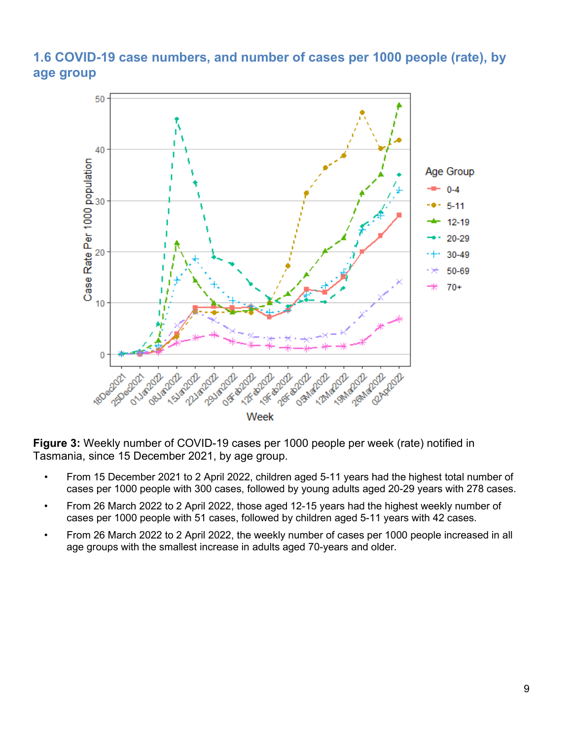### 1.6 COVID-19 case numbers, and number of cases per 1000 people (rate), by age group

**Figure 3:** Weekly number of COVID-19 cases per 1000 people per week (rate) notified in Tasmania, since 15 December 2021, by age group.

- From 15 December 2021 to 2 April 2022, children aged 5-11 years had the highest total number of cases per 1000 people with 300 cases, followed by young adults aged 20-29 years with 278 cases.
- From 26 March 2022 to 2 April 2022, those aged 12-15 years had the highest weekly number of cases per 1000 people with 51 cases, followed by children aged 5-11 years with 42 cases.
- From 26 March 2022 to 2 April 2022, the weekly number of cases per 1000 people increased in all age groups with the smallest increase in adults aged 70-years and older.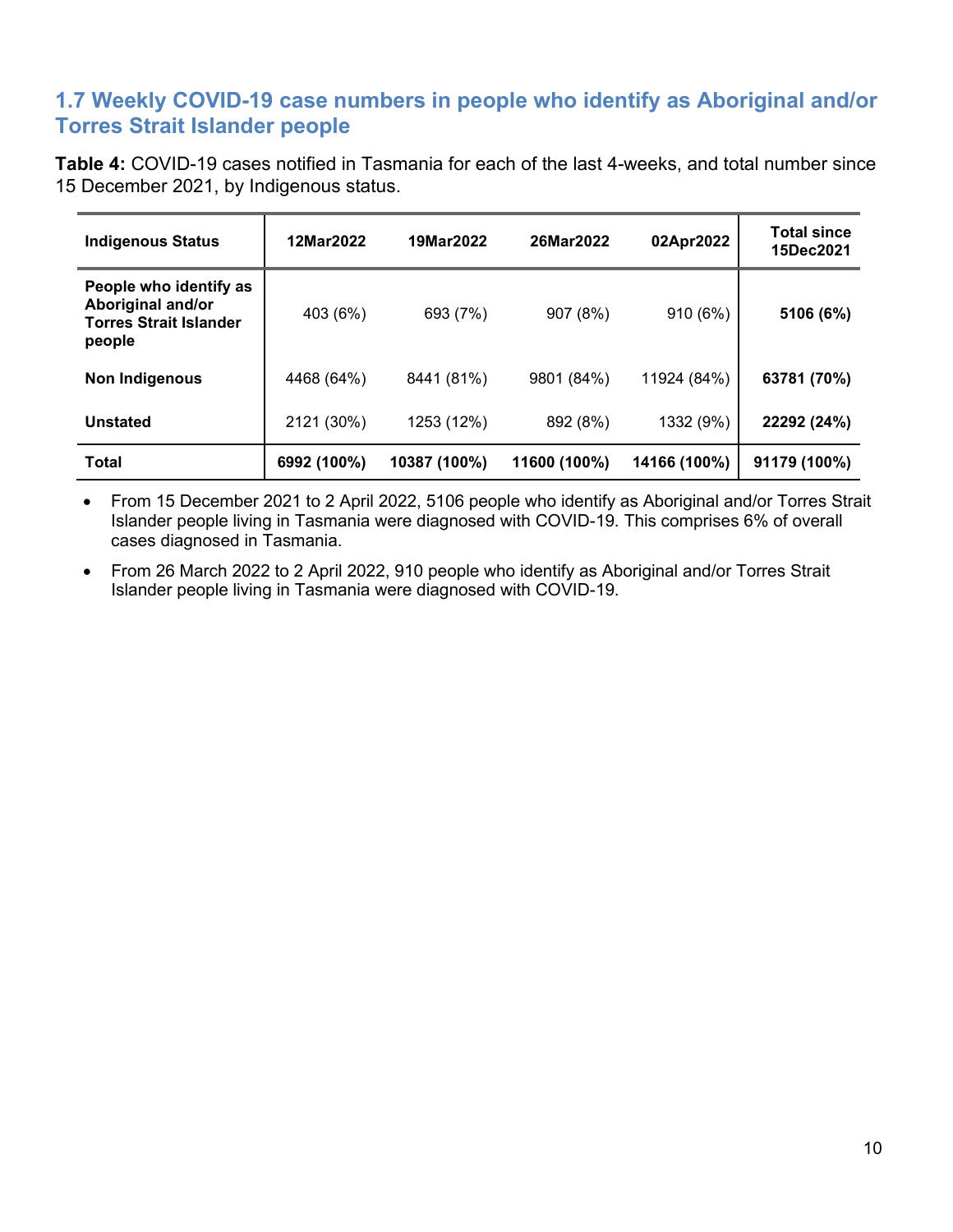## 1.7 Weekly COVID-19 case numbers in people who identify as Aboriginal and/or Torres Strait Islander people

**Table 4:** COVID-19 cases notified in Tasmania for each of the last 4-weeks, and total number since 15 December 2021, by Indigenous status.

| Indigenous Status | 12Mar2022 | 19Mar2022 | 26Mar2022 | 02Apr2022 | Total since 15Dec2021 |
|---|---|---|---|---|---|
| **People who identify as Aboriginal and/or Torres Strait Islander people** | 403 (6%) | 693 (7%) | 907 (8%) | 910 (6%) | **5106 (6%)** |
| **Non Indigenous** | 4468 (64%) | 8441 (81%) | 9801 (84%) | 11924 (84%) | **63781 (70%)** |
| **Unstated** | 2121 (30%) | 1253 (12%) | 892 (8%) | 1332 (9%) | **22292 (24%)** |
| **Total** | **6992 (100%)** | **10387 (100%)** | **11600 (100%)** | **14166 (100%)** | **91179 (100%)** |

- From 15 December 2021 to 2 April 2022, 5106 people who identify as Aboriginal and/or Torres Strait Islander people living in Tasmania were diagnosed with COVID-19. This comprises 6% of overall cases diagnosed in Tasmania.
- From 26 March 2022 to 2 April 2022, 910 people who identify as Aboriginal and/or Torres Strait Islander people living in Tasmania were diagnosed with COVID-19.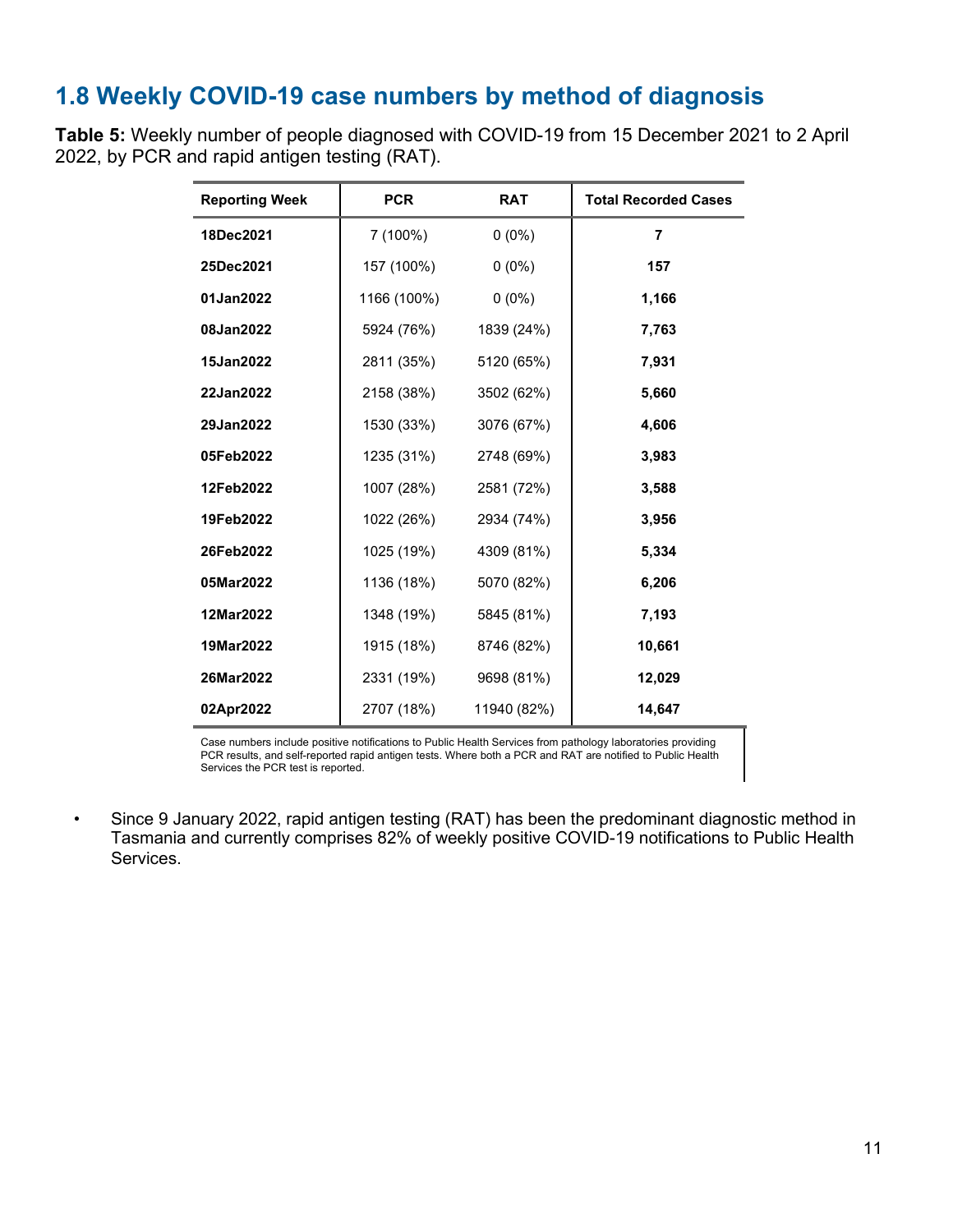## 1.8 Weekly COVID-19 case numbers by method of diagnosis

**Table 5:** Weekly number of people diagnosed with COVID-19 from 15 December 2021 to 2 April 2022, by PCR and rapid antigen testing (RAT).

| Reporting Week | PCR | RAT | Total Recorded Cases |
|---|---|---|---|
| **18Dec2021** | 7 (100%) | 0 (0%) | **7** |
| **25Dec2021** | 157 (100%) | 0 (0%) | **157** |
| **01Jan2022** | 1166 (100%) | 0 (0%) | **1,166** |
| **08Jan2022** | 5924 (76%) | 1839 (24%) | **7,763** |
| **15Jan2022** | 2811 (35%) | 5120 (65%) | **7,931** |
| **22Jan2022** | 2158 (38%) | 3502 (62%) | **5,660** |
| **29Jan2022** | 1530 (33%) | 3076 (67%) | **4,606** |
| **05Feb2022** | 1235 (31%) | 2748 (69%) | **3,983** |
| **12Feb2022** | 1007 (28%) | 2581 (72%) | **3,588** |
| **19Feb2022** | 1022 (26%) | 2934 (74%) | **3,956** |
| **26Feb2022** | 1025 (19%) | 4309 (81%) | **5,334** |
| **05Mar2022** | 1136 (18%) | 5070 (82%) | **6,206** |
| **12Mar2022** | 1348 (19%) | 5845 (81%) | **7,193** |
| **19Mar2022** | 1915 (18%) | 8746 (82%) | **10,661** |
| **26Mar2022** | 2331 (19%) | 9698 (81%) | **12,029** |
| **02Apr2022** | 2707 (18%) | 11940 (82%) | **14,647** |

Case numbers include positive notifications to Public Health Services from pathology laboratories providing PCR results, and self-reported rapid antigen tests. Where both a PCR and RAT are notified to Public Health Services the PCR test is reported.

- Since 9 January 2022, rapid antigen testing (RAT) has been the predominant diagnostic method in Tasmania and currently comprises 82% of weekly positive COVID-19 notifications to Public Health Services.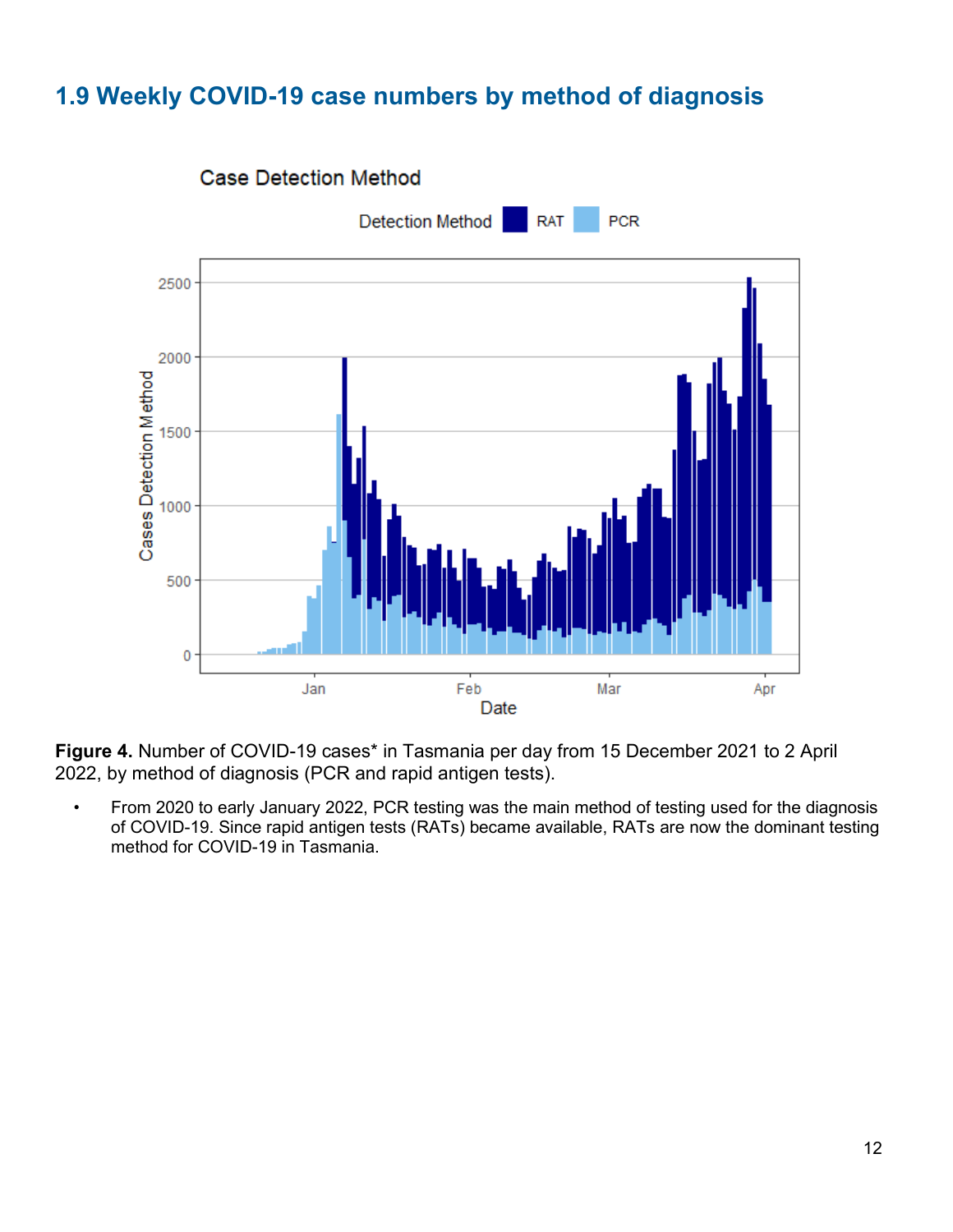## 1.9 Weekly COVID-19 case numbers by method of diagnosis

**Figure 4.** Number of COVID-19 cases* in Tasmania per day from 15 December 2021 to 2 April 2022, by method of diagnosis (PCR and rapid antigen tests).

- From 2020 to early January 2022, PCR testing was the main method of testing used for the diagnosis of COVID-19. Since rapid antigen tests (RATs) became available, RATs are now the dominant testing method for COVID-19 in Tasmania.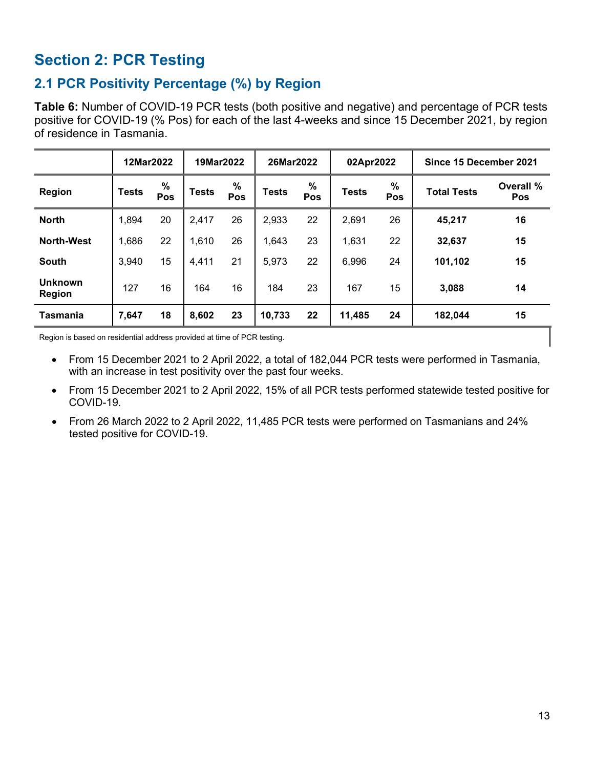# Section 2: PCR Testing

## 2.1 PCR Positivity Percentage (%) by Region

**Table 6:** Number of COVID-19 PCR tests (both positive and negative) and percentage of PCR tests positive for COVID-19 (% Pos) for each of the last 4-weeks and since 15 December 2021, by region of residence in Tasmania.

| | 12Mar2022 | | 19Mar2022 | | 26Mar2022 | | 02Apr2022 | | Since 15 December 2021 | |
|---|---|---|---|---|---|---|---|---|---|---|
| **Region** | **Tests** | **% Pos** | **Tests** | **% Pos** | **Tests** | **% Pos** | **Tests** | **% Pos** | **Total Tests** | **Overall % Pos** |
| **North** | 1,894 | 20 | 2,417 | 26 | 2,933 | 22 | 2,691 | 26 | **45,217** | **16** |
| **North-West** | 1,686 | 22 | 1,610 | 26 | 1,643 | 23 | 1,631 | 22 | **32,637** | **15** |
| **South** | 3,940 | 15 | 4,411 | 21 | 5,973 | 22 | 6,996 | 24 | **101,102** | **15** |
| **Unknown Region** | 127 | 16 | 164 | 16 | 184 | 23 | 167 | 15 | **3,088** | **14** |
| **Tasmania** | **7,647** | **18** | **8,602** | **23** | **10,733** | **22** | **11,485** | **24** | **182,044** | **15** |

Region is based on residential address provided at time of PCR testing.

- From 15 December 2021 to 2 April 2022, a total of 182,044 PCR tests were performed in Tasmania, with an increase in test positivity over the past four weeks.
- From 15 December 2021 to 2 April 2022, 15% of all PCR tests performed statewide tested positive for COVID-19.
- From 26 March 2022 to 2 April 2022, 11,485 PCR tests were performed on Tasmanians and 24% tested positive for COVID-19.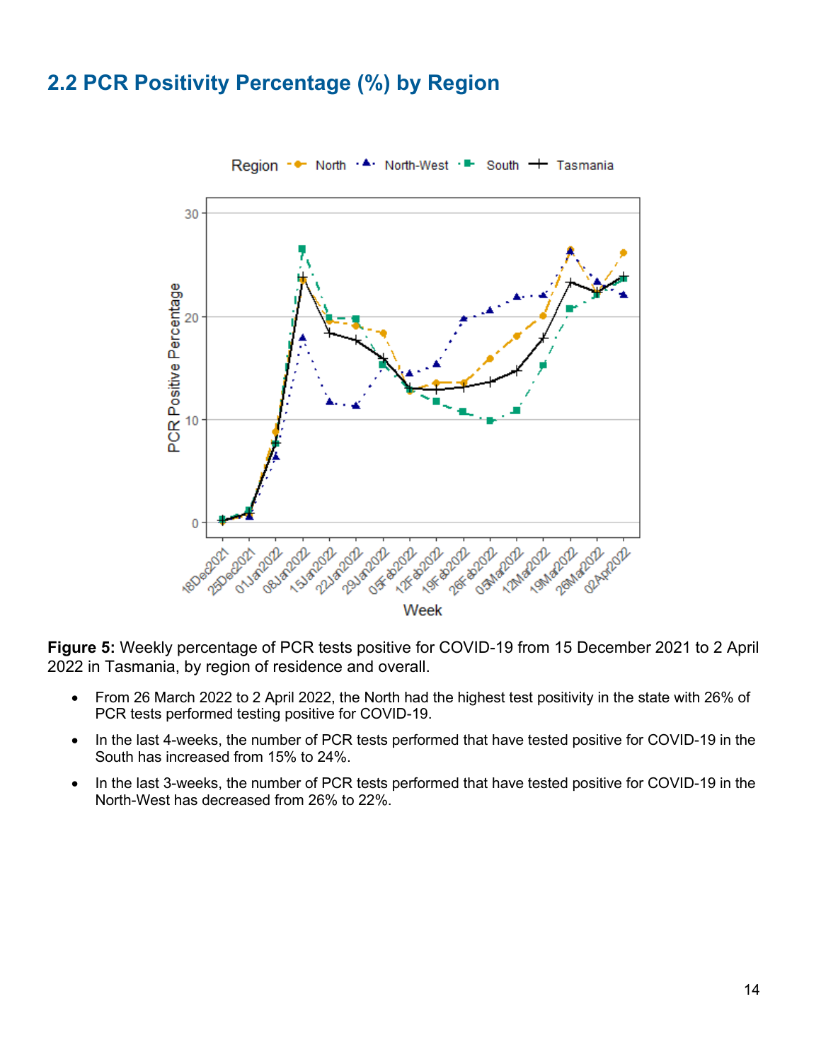## 2.2 PCR Positivity Percentage (%) by Region

**Figure 5:** Weekly percentage of PCR tests positive for COVID-19 from 15 December 2021 to 2 April 2022 in Tasmania, by region of residence and overall.

- From 26 March 2022 to 2 April 2022, the North had the highest test positivity in the state with 26% of PCR tests performed testing positive for COVID-19.
- In the last 4-weeks, the number of PCR tests performed that have tested positive for COVID-19 in the South has increased from 15% to 24%.
- In the last 3-weeks, the number of PCR tests performed that have tested positive for COVID-19 in the North-West has decreased from 26% to 22%.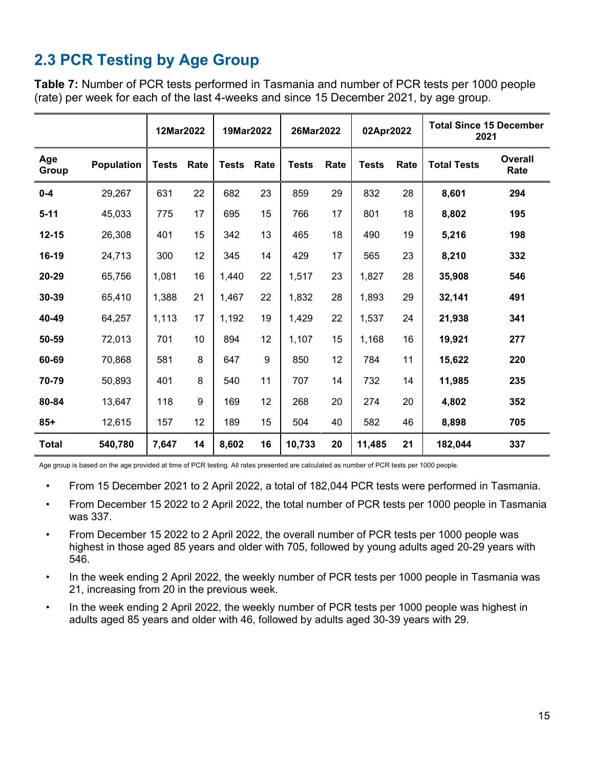## 2.3 PCR Testing by Age Group

**Table 7:** Number of PCR tests performed in Tasmania and number of PCR tests per 1000 people (rate) per week for each of the last 4-weeks and since 15 December 2021, by age group.

| | | 12Mar2022 | | 19Mar2022 | | 26Mar2022 | | 02Apr2022 | | Total Since 15 December 2021 | |
|---|---|---|---|---|---|---|---|---|---|---|---|
| **Age Group** | **Population** | **Tests** | **Rate** | **Tests** | **Rate** | **Tests** | **Rate** | **Tests** | **Rate** | **Total Tests** | **Overall Rate** |
| **0-4** | 29,267 | 631 | 22 | 682 | 23 | 859 | 29 | 832 | 28 | **8,601** | **294** |
| **5-11** | 45,033 | 775 | 17 | 695 | 15 | 766 | 17 | 801 | 18 | **8,802** | **195** |
| **12-15** | 26,308 | 401 | 15 | 342 | 13 | 465 | 18 | 490 | 19 | **5,216** | **198** |
| **16-19** | 24,713 | 300 | 12 | 345 | 14 | 429 | 17 | 565 | 23 | **8,210** | **332** |
| **20-29** | 65,756 | 1,081 | 16 | 1,440 | 22 | 1,517 | 23 | 1,827 | 28 | **35,908** | **546** |
| **30-39** | 65,410 | 1,388 | 21 | 1,467 | 22 | 1,832 | 28 | 1,893 | 29 | **32,141** | **491** |
| **40-49** | 64,257 | 1,113 | 17 | 1,192 | 19 | 1,429 | 22 | 1,537 | 24 | **21,938** | **341** |
| **50-59** | 72,013 | 701 | 10 | 894 | 12 | 1,107 | 15 | 1,168 | 16 | **19,921** | **277** |
| **60-69** | 70,868 | 581 | 8 | 647 | 9 | 850 | 12 | 784 | 11 | **15,622** | **220** |
| **70-79** | 50,893 | 401 | 8 | 540 | 11 | 707 | 14 | 732 | 14 | **11,985** | **235** |
| **80-84** | 13,647 | 118 | 9 | 169 | 12 | 268 | 20 | 274 | 20 | **4,802** | **352** |
| **85+** | 12,615 | 157 | 12 | 189 | 15 | 504 | 40 | 582 | 46 | **8,898** | **705** |
| **Total** | **540,780** | **7,647** | **14** | **8,602** | **16** | **10,733** | **20** | **11,485** | **21** | **182,044** | **337** |

Age group is based on the age provided at time of PCR testing. All rates presented are calculated as number of PCR tests per 1000 people.

- From 15 December 2021 to 2 April 2022, a total of 182,044 PCR tests were performed in Tasmania.
- From December 15 2022 to 2 April 2022, the total number of PCR tests per 1000 people in Tasmania was 337.
- From December 15 2022 to 2 April 2022, the overall number of PCR tests per 1000 people was highest in those aged 85 years and older with 705, followed by young adults aged 20-29 years with 546.
- In the week ending 2 April 2022, the weekly number of PCR tests per 1000 people in Tasmania was 21, increasing from 20 in the previous week.
- In the week ending 2 April 2022, the weekly number of PCR tests per 1000 people was highest in adults aged 85 years and older with 46, followed by adults aged 30-39 years with 29.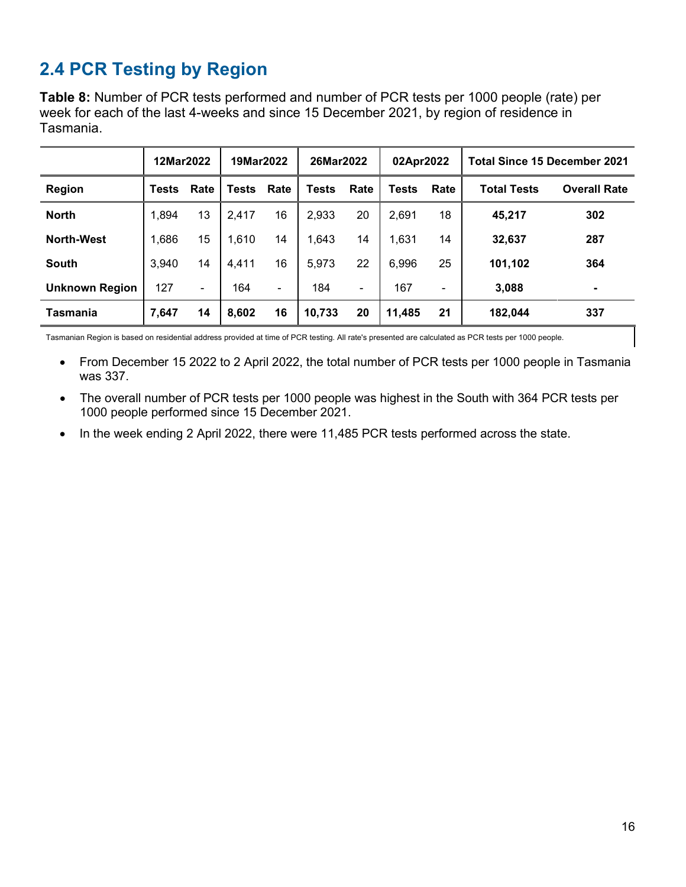## 2.4 PCR Testing by Region

**Table 8:** Number of PCR tests performed and number of PCR tests per 1000 people (rate) per week for each of the last 4-weeks and since 15 December 2021, by region of residence in Tasmania.

| | 12Mar2022 | | 19Mar2022 | | 26Mar2022 | | 02Apr2022 | | Total Since 15 December 2021 | |
|---|---|---|---|---|---|---|---|---|---|---|
| **Region** | **Tests** | **Rate** | **Tests** | **Rate** | **Tests** | **Rate** | **Tests** | **Rate** | **Total Tests** | **Overall Rate** |
| **North** | 1,894 | 13 | 2,417 | 16 | 2,933 | 20 | 2,691 | 18 | **45,217** | **302** |
| **North-West** | 1,686 | 15 | 1,610 | 14 | 1,643 | 14 | 1,631 | 14 | **32,637** | **287** |
| **South** | 3,940 | 14 | 4,411 | 16 | 5,973 | 22 | 6,996 | 25 | **101,102** | **364** |
| **Unknown Region** | 127 | - | 164 | - | 184 | - | 167 | - | **3,088** | **-** |
| **Tasmania** | **7,647** | **14** | **8,602** | **16** | **10,733** | **20** | **11,485** | **21** | **182,044** | **337** |

Tasmanian Region is based on residential address provided at time of PCR testing. All rate's presented are calculated as PCR tests per 1000 people.

- From December 15 2022 to 2 April 2022, the total number of PCR tests per 1000 people in Tasmania was 337.
- The overall number of PCR tests per 1000 people was highest in the South with 364 PCR tests per 1000 people performed since 15 December 2021.
- In the week ending 2 April 2022, there were 11,485 PCR tests performed across the state.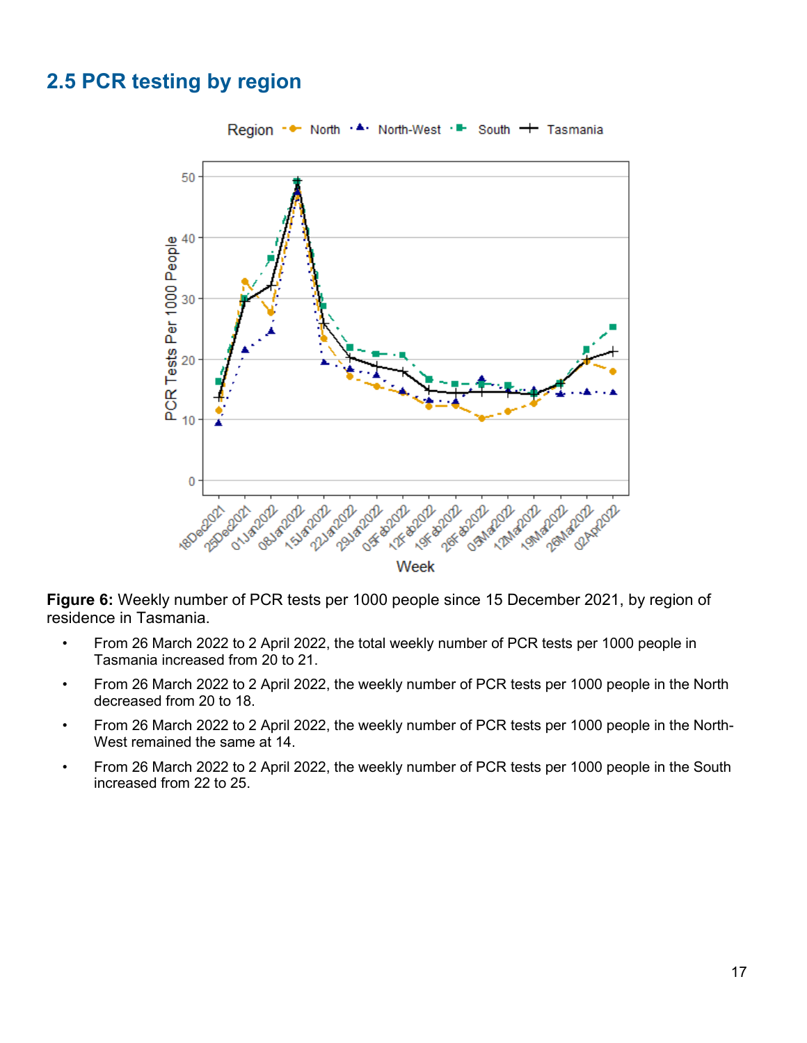## 2.5 PCR testing by region

**Figure 6:** Weekly number of PCR tests per 1000 people since 15 December 2021, by region of residence in Tasmania.

- From 26 March 2022 to 2 April 2022, the total weekly number of PCR tests per 1000 people in Tasmania increased from 20 to 21.
- From 26 March 2022 to 2 April 2022, the weekly number of PCR tests per 1000 people in the North decreased from 20 to 18.
- From 26 March 2022 to 2 April 2022, the weekly number of PCR tests per 1000 people in the North-West remained the same at 14.
- From 26 March 2022 to 2 April 2022, the weekly number of PCR tests per 1000 people in the South increased from 22 to 25.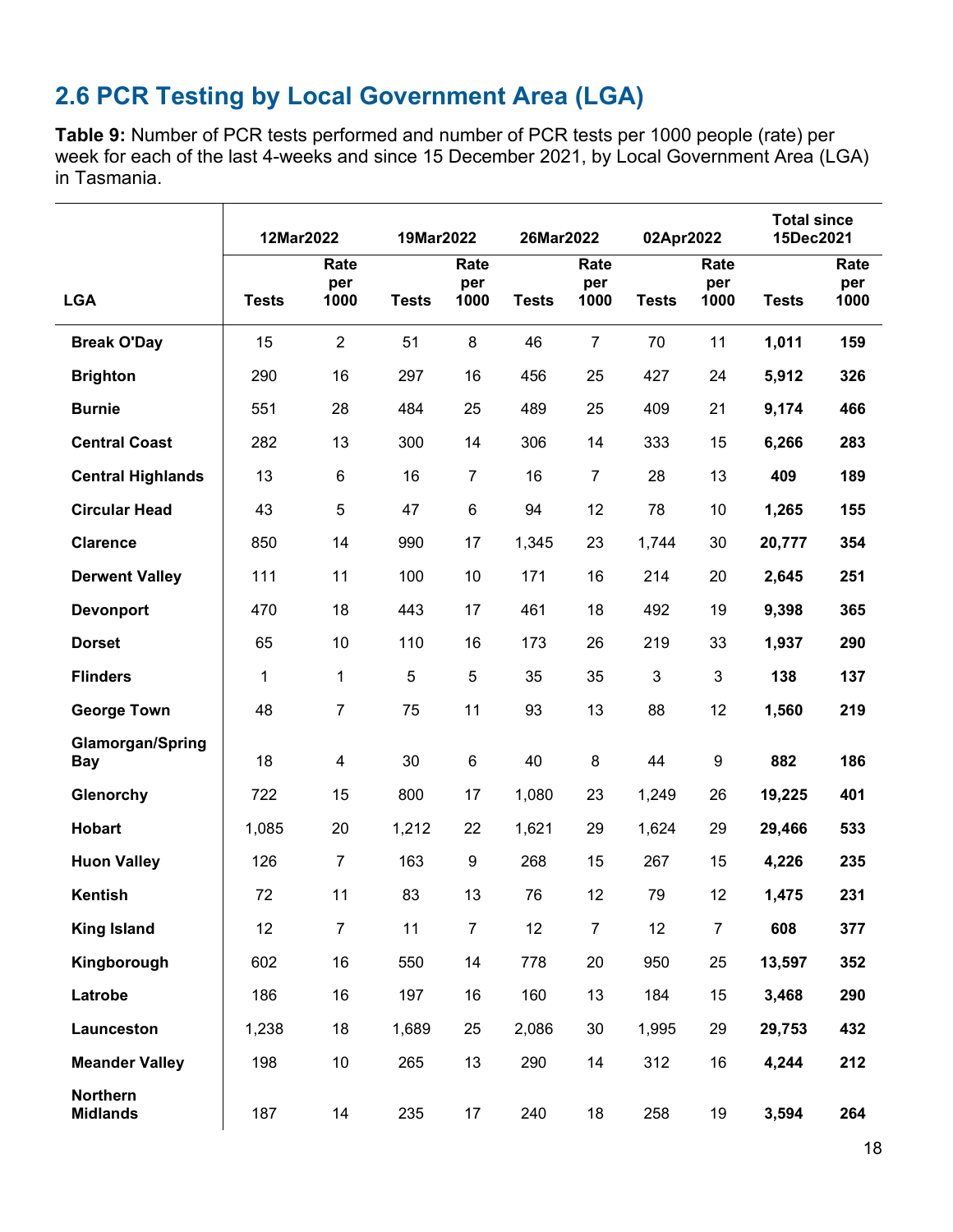## 2.6 PCR Testing by Local Government Area (LGA)

**Table 9:** Number of PCR tests performed and number of PCR tests per 1000 people (rate) per week for each of the last 4-weeks and since 15 December 2021, by Local Government Area (LGA) in Tasmania.

| | 12Mar2022 | | 19Mar2022 | | 26Mar2022 | | 02Apr2022 | | Total since 15Dec2021 | |
|---|---|---|---|---|---|---|---|---|---|---|
| **LGA** | **Tests** | **Rate per 1000** | **Tests** | **Rate per 1000** | **Tests** | **Rate per 1000** | **Tests** | **Rate per 1000** | **Tests** | **Rate per 1000** |
| **Break O'Day** | 15 | 2 | 51 | 8 | 46 | 7 | 70 | 11 | **1,011** | **159** |
| **Brighton** | 290 | 16 | 297 | 16 | 456 | 25 | 427 | 24 | **5,912** | **326** |
| **Burnie** | 551 | 28 | 484 | 25 | 489 | 25 | 409 | 21 | **9,174** | **466** |
| **Central Coast** | 282 | 13 | 300 | 14 | 306 | 14 | 333 | 15 | **6,266** | **283** |
| **Central Highlands** | 13 | 6 | 16 | 7 | 16 | 7 | 28 | 13 | **409** | **189** |
| **Circular Head** | 43 | 5 | 47 | 6 | 94 | 12 | 78 | 10 | **1,265** | **155** |
| **Clarence** | 850 | 14 | 990 | 17 | 1,345 | 23 | 1,744 | 30 | **20,777** | **354** |
| **Derwent Valley** | 111 | 11 | 100 | 10 | 171 | 16 | 214 | 20 | **2,645** | **251** |
| **Devonport** | 470 | 18 | 443 | 17 | 461 | 18 | 492 | 19 | **9,398** | **365** |
| **Dorset** | 65 | 10 | 110 | 16 | 173 | 26 | 219 | 33 | **1,937** | **290** |
| **Flinders** | 1 | 1 | 5 | 5 | 35 | 35 | 3 | 3 | **138** | **137** |
| **George Town** | 48 | 7 | 75 | 11 | 93 | 13 | 88 | 12 | **1,560** | **219** |
| **Glamorgan/Spring Bay** | 18 | 4 | 30 | 6 | 40 | 8 | 44 | 9 | **882** | **186** |
| **Glenorchy** | 722 | 15 | 800 | 17 | 1,080 | 23 | 1,249 | 26 | **19,225** | **401** |
| **Hobart** | 1,085 | 20 | 1,212 | 22 | 1,621 | 29 | 1,624 | 29 | **29,466** | **533** |
| **Huon Valley** | 126 | 7 | 163 | 9 | 268 | 15 | 267 | 15 | **4,226** | **235** |
| **Kentish** | 72 | 11 | 83 | 13 | 76 | 12 | 79 | 12 | **1,475** | **231** |
| **King Island** | 12 | 7 | 11 | 7 | 12 | 7 | 12 | 7 | **608** | **377** |
| **Kingborough** | 602 | 16 | 550 | 14 | 778 | 20 | 950 | 25 | **13,597** | **352** |
| **Latrobe** | 186 | 16 | 197 | 16 | 160 | 13 | 184 | 15 | **3,468** | **290** |
| **Launceston** | 1,238 | 18 | 1,689 | 25 | 2,086 | 30 | 1,995 | 29 | **29,753** | **432** |
| **Meander Valley** | 198 | 10 | 265 | 13 | 290 | 14 | 312 | 16 | **4,244** | **212** |
| **Northern Midlands** | 187 | 14 | 235 | 17 | 240 | 18 | 258 | 19 | **3,594** | **264** |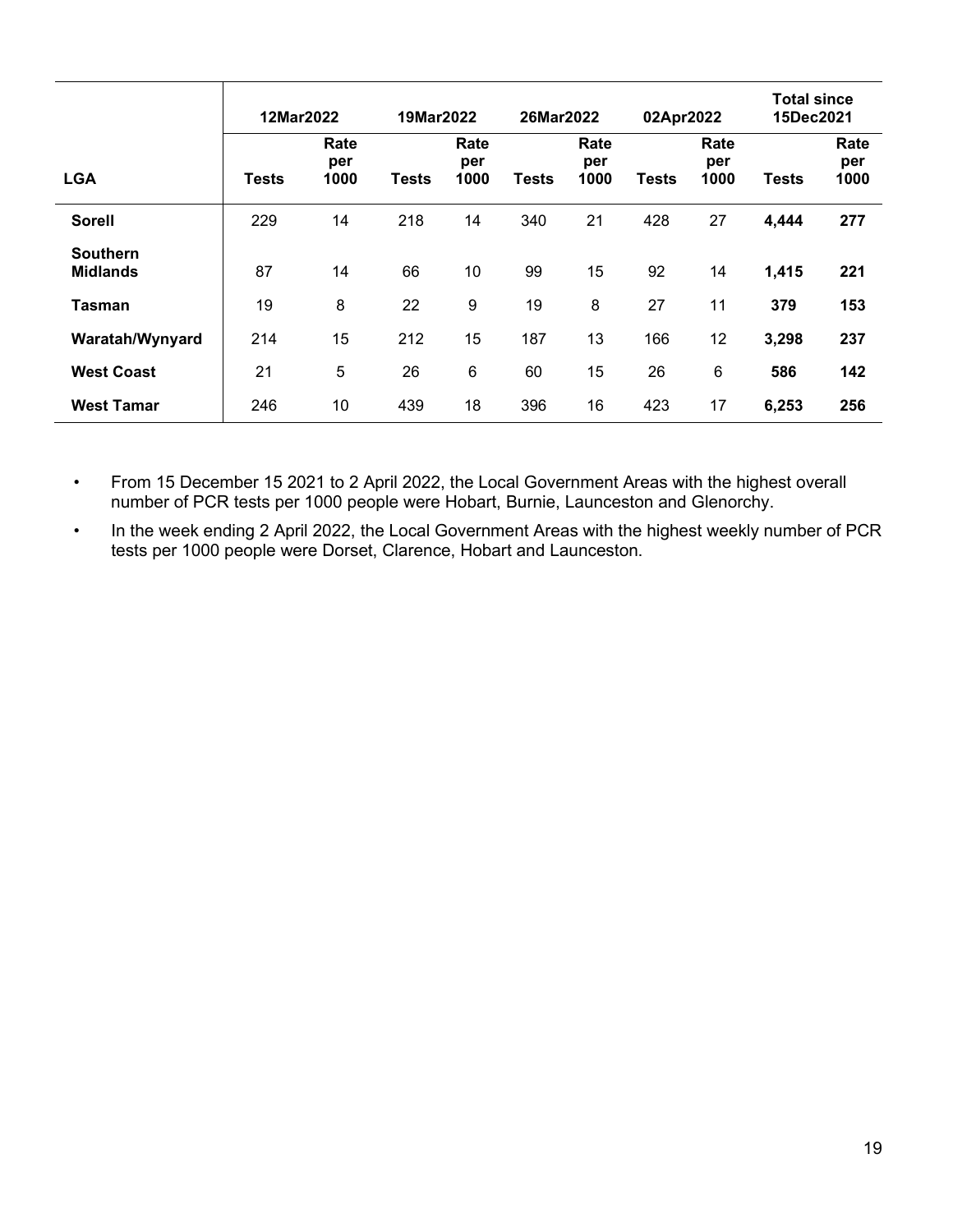| LGA | 12Mar2022 | | 19Mar2022 | | 26Mar2022 | | 02Apr2022 | | Total since 15Dec2021 | |
|---|---|---|---|---|---|---|---|---|---|---|
| | Tests | Rate per 1000 | Tests | Rate per 1000 | Tests | Rate per 1000 | Tests | Rate per 1000 | Tests | Rate per 1000 |
| **Sorell** | 229 | 14 | 218 | 14 | 340 | 21 | 428 | 27 | **4,444** | **277** |
| **Southern Midlands** | 87 | 14 | 66 | 10 | 99 | 15 | 92 | 14 | **1,415** | **221** |
| **Tasman** | 19 | 8 | 22 | 9 | 19 | 8 | 27 | 11 | **379** | **153** |
| **Waratah/Wynyard** | 214 | 15 | 212 | 15 | 187 | 13 | 166 | 12 | **3,298** | **237** |
| **West Coast** | 21 | 5 | 26 | 6 | 60 | 15 | 26 | 6 | **586** | **142** |
| **West Tamar** | 246 | 10 | 439 | 18 | 396 | 16 | 423 | 17 | **6,253** | **256** |

- From 15 December 15 2021 to 2 April 2022, the Local Government Areas with the highest overall number of PCR tests per 1000 people were Hobart, Burnie, Launceston and Glenorchy.
- In the week ending 2 April 2022, the Local Government Areas with the highest weekly number of PCR tests per 1000 people were Dorset, Clarence, Hobart and Launceston.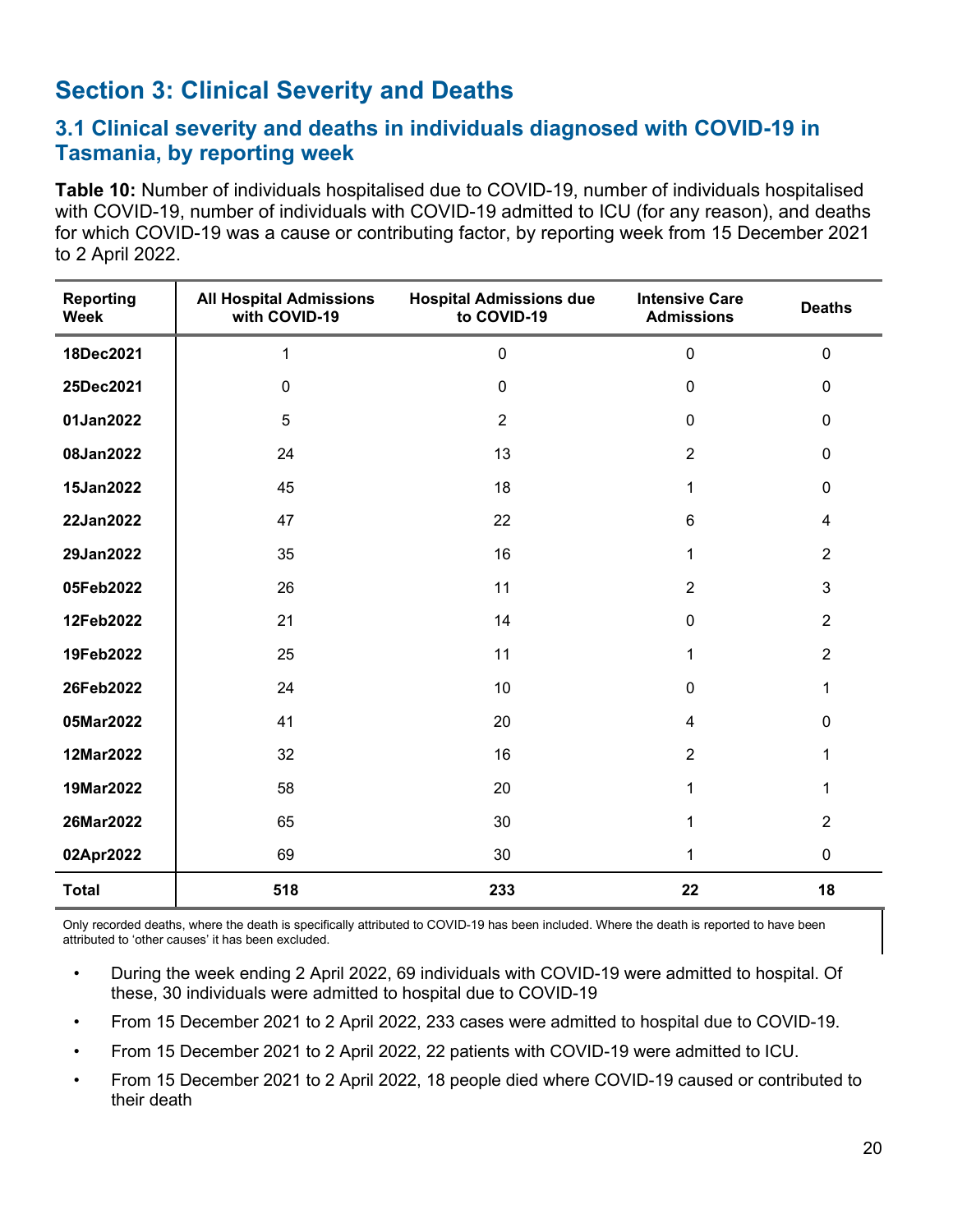# Section 3: Clinical Severity and Deaths

## 3.1 Clinical severity and deaths in individuals diagnosed with COVID-19 in Tasmania, by reporting week

**Table 10:** Number of individuals hospitalised due to COVID-19, number of individuals hospitalised with COVID-19, number of individuals with COVID-19 admitted to ICU (for any reason), and deaths for which COVID-19 was a cause or contributing factor, by reporting week from 15 December 2021 to 2 April 2022.

| Reporting Week | All Hospital Admissions with COVID-19 | Hospital Admissions due to COVID-19 | Intensive Care Admissions | Deaths |
|---|---|---|---|---|
| **18Dec2021** | 1 | 0 | 0 | 0 |
| **25Dec2021** | 0 | 0 | 0 | 0 |
| **01Jan2022** | 5 | 2 | 0 | 0 |
| **08Jan2022** | 24 | 13 | 2 | 0 |
| **15Jan2022** | 45 | 18 | 1 | 0 |
| **22Jan2022** | 47 | 22 | 6 | 4 |
| **29Jan2022** | 35 | 16 | 1 | 2 |
| **05Feb2022** | 26 | 11 | 2 | 3 |
| **12Feb2022** | 21 | 14 | 0 | 2 |
| **19Feb2022** | 25 | 11 | 1 | 2 |
| **26Feb2022** | 24 | 10 | 0 | 1 |
| **05Mar2022** | 41 | 20 | 4 | 0 |
| **12Mar2022** | 32 | 16 | 2 | 1 |
| **19Mar2022** | 58 | 20 | 1 | 1 |
| **26Mar2022** | 65 | 30 | 1 | 2 |
| **02Apr2022** | 69 | 30 | 1 | 0 |
| **Total** | **518** | **233** | **22** | **18** |

Only recorded deaths, where the death is specifically attributed to COVID-19 has been included. Where the death is reported to have been attributed to 'other causes' it has been excluded.

- During the week ending 2 April 2022, 69 individuals with COVID-19 were admitted to hospital. Of these, 30 individuals were admitted to hospital due to COVID-19
- From 15 December 2021 to 2 April 2022, 233 cases were admitted to hospital due to COVID-19.
- From 15 December 2021 to 2 April 2022, 22 patients with COVID-19 were admitted to ICU.
- From 15 December 2021 to 2 April 2022, 18 people died where COVID-19 caused or contributed to their death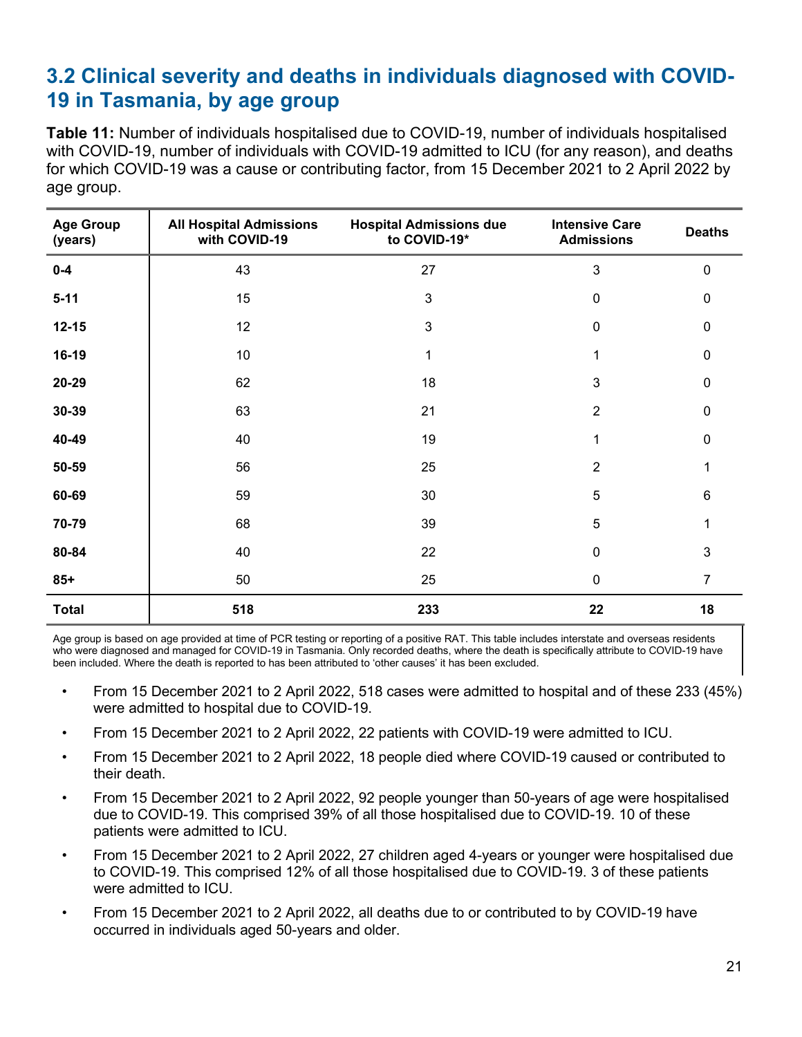## 3.2 Clinical severity and deaths in individuals diagnosed with COVID-19 in Tasmania, by age group

**Table 11:** Number of individuals hospitalised due to COVID-19, number of individuals hospitalised with COVID-19, number of individuals with COVID-19 admitted to ICU (for any reason), and deaths for which COVID-19 was a cause or contributing factor, from 15 December 2021 to 2 April 2022 by age group.

| Age Group (years) | All Hospital Admissions with COVID-19 | Hospital Admissions due to COVID-19* | Intensive Care Admissions | Deaths |
|---|---|---|---|---|
| **0-4** | 43 | 27 | 3 | 0 |
| **5-11** | 15 | 3 | 0 | 0 |
| **12-15** | 12 | 3 | 0 | 0 |
| **16-19** | 10 | 1 | 1 | 0 |
| **20-29** | 62 | 18 | 3 | 0 |
| **30-39** | 63 | 21 | 2 | 0 |
| **40-49** | 40 | 19 | 1 | 0 |
| **50-59** | 56 | 25 | 2 | 1 |
| **60-69** | 59 | 30 | 5 | 6 |
| **70-79** | 68 | 39 | 5 | 1 |
| **80-84** | 40 | 22 | 0 | 3 |
| **85+** | 50 | 25 | 0 | 7 |
| **Total** | **518** | **233** | **22** | **18** |

Age group is based on age provided at time of PCR testing or reporting of a positive RAT. This table includes interstate and overseas residents who were diagnosed and managed for COVID-19 in Tasmania. Only recorded deaths, where the death is specifically attribute to COVID-19 have been included. Where the death is reported to has been attributed to 'other causes' it has been excluded.

- From 15 December 2021 to 2 April 2022, 518 cases were admitted to hospital and of these 233 (45%) were admitted to hospital due to COVID-19.
- From 15 December 2021 to 2 April 2022, 22 patients with COVID-19 were admitted to ICU.
- From 15 December 2021 to 2 April 2022, 18 people died where COVID-19 caused or contributed to their death.
- From 15 December 2021 to 2 April 2022, 92 people younger than 50-years of age were hospitalised due to COVID-19. This comprised 39% of all those hospitalised due to COVID-19. 10 of these patients were admitted to ICU.
- From 15 December 2021 to 2 April 2022, 27 children aged 4-years or younger were hospitalised due to COVID-19. This comprised 12% of all those hospitalised due to COVID-19. 3 of these patients were admitted to ICU.
- From 15 December 2021 to 2 April 2022, all deaths due to or contributed to by COVID-19 have occurred in individuals aged 50-years and older.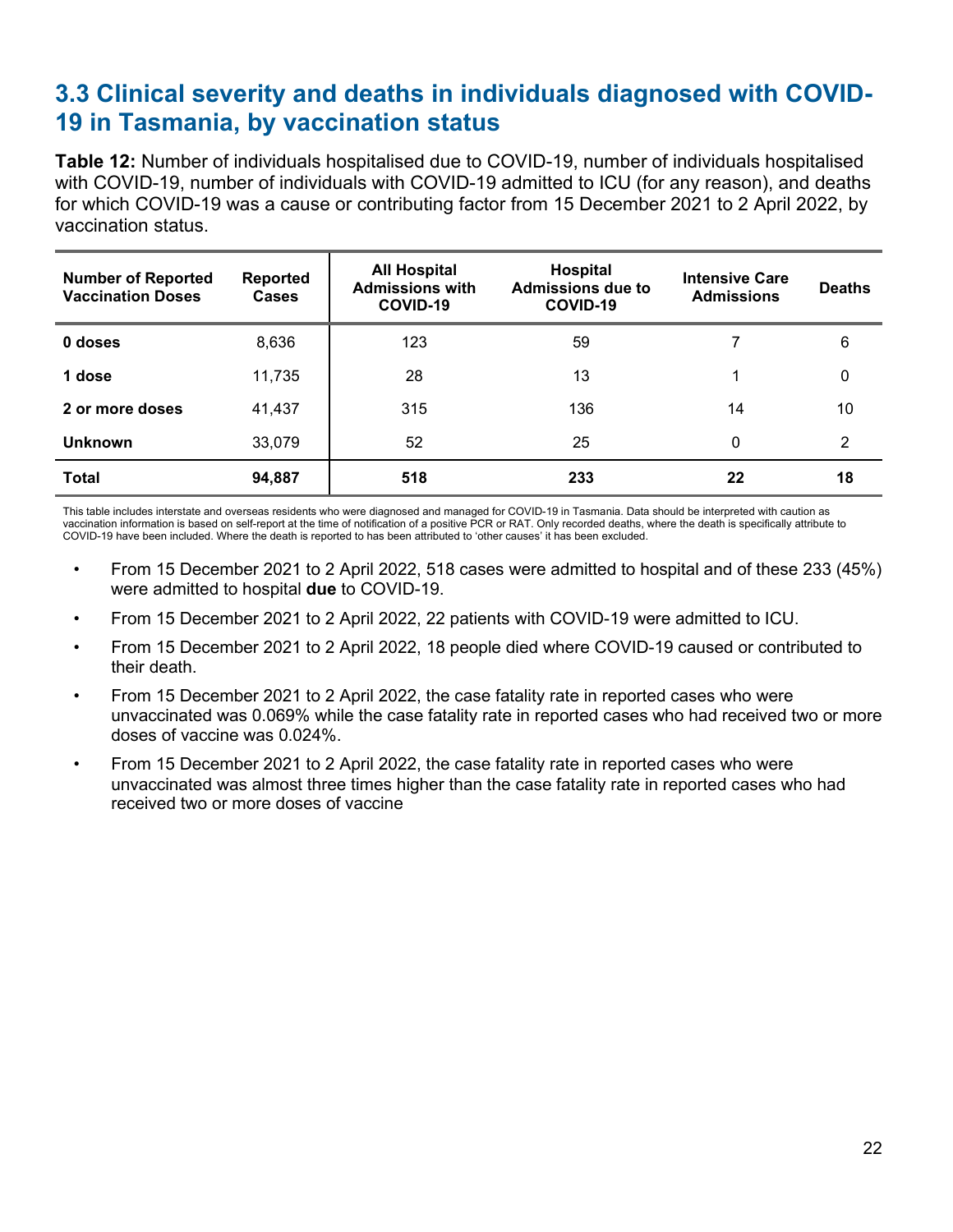## 3.3 Clinical severity and deaths in individuals diagnosed with COVID-19 in Tasmania, by vaccination status

**Table 12:** Number of individuals hospitalised due to COVID-19, number of individuals hospitalised with COVID-19, number of individuals with COVID-19 admitted to ICU (for any reason), and deaths for which COVID-19 was a cause or contributing factor from 15 December 2021 to 2 April 2022, by vaccination status.

| Number of Reported Vaccination Doses | Reported Cases | All Hospital Admissions with COVID-19 | Hospital Admissions due to COVID-19 | Intensive Care Admissions | Deaths |
|---|---|---|---|---|---|
| **0 doses** | 8,636 | 123 | 59 | 7 | 6 |
| **1 dose** | 11,735 | 28 | 13 | 1 | 0 |
| **2 or more doses** | 41,437 | 315 | 136 | 14 | 10 |
| **Unknown** | 33,079 | 52 | 25 | 0 | 2 |
| **Total** | **94,887** | **518** | **233** | **22** | **18** |

This table includes interstate and overseas residents who were diagnosed and managed for COVID-19 in Tasmania. Data should be interpreted with caution as vaccination information is based on self-report at the time of notification of a positive PCR or RAT. Only recorded deaths, where the death is specifically attribute to COVID-19 have been included. Where the death is reported to has been attributed to 'other causes' it has been excluded.

- From 15 December 2021 to 2 April 2022, 518 cases were admitted to hospital and of these 233 (45%) were admitted to hospital **due** to COVID-19.
- From 15 December 2021 to 2 April 2022, 22 patients with COVID-19 were admitted to ICU.
- From 15 December 2021 to 2 April 2022, 18 people died where COVID-19 caused or contributed to their death.
- From 15 December 2021 to 2 April 2022, the case fatality rate in reported cases who were unvaccinated was 0.069% while the case fatality rate in reported cases who had received two or more doses of vaccine was 0.024%.
- From 15 December 2021 to 2 April 2022, the case fatality rate in reported cases who were unvaccinated was almost three times higher than the case fatality rate in reported cases who had received two or more doses of vaccine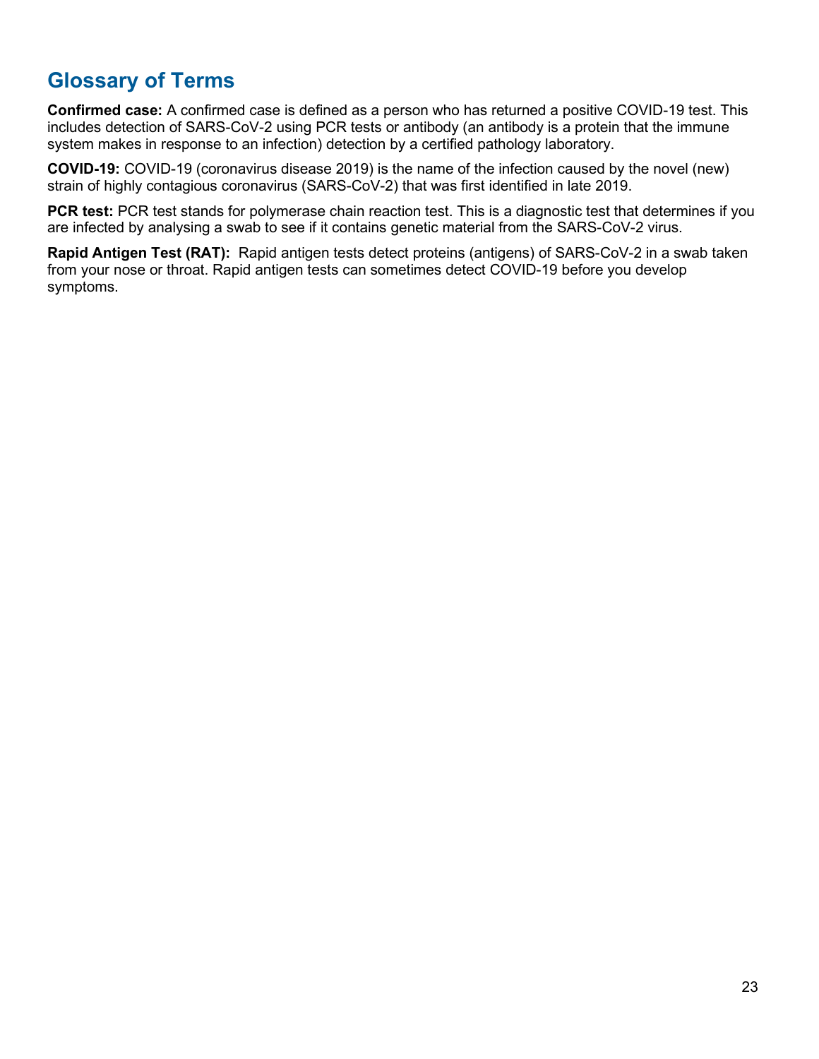## Glossary of Terms

**Confirmed case:** A confirmed case is defined as a person who has returned a positive COVID-19 test. This includes detection of SARS-CoV-2 using PCR tests or antibody (an antibody is a protein that the immune system makes in response to an infection) detection by a certified pathology laboratory.

**COVID-19:** COVID-19 (coronavirus disease 2019) is the name of the infection caused by the novel (new) strain of highly contagious coronavirus (SARS-CoV-2) that was first identified in late 2019.

**PCR test:** PCR test stands for polymerase chain reaction test. This is a diagnostic test that determines if you are infected by analysing a swab to see if it contains genetic material from the SARS-CoV-2 virus.

**Rapid Antigen Test (RAT):** Rapid antigen tests detect proteins (antigens) of SARS-CoV-2 in a swab taken from your nose or throat. Rapid antigen tests can sometimes detect COVID-19 before you develop symptoms.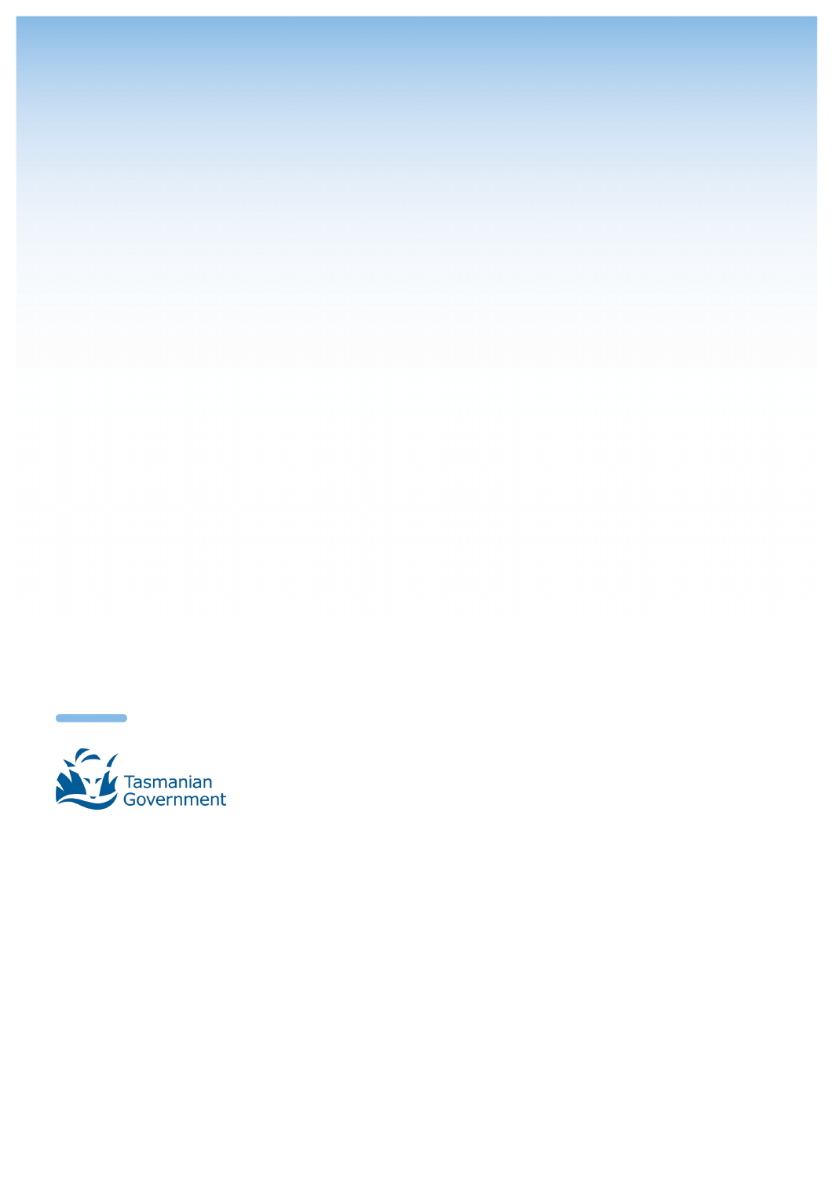Tasmanian Government